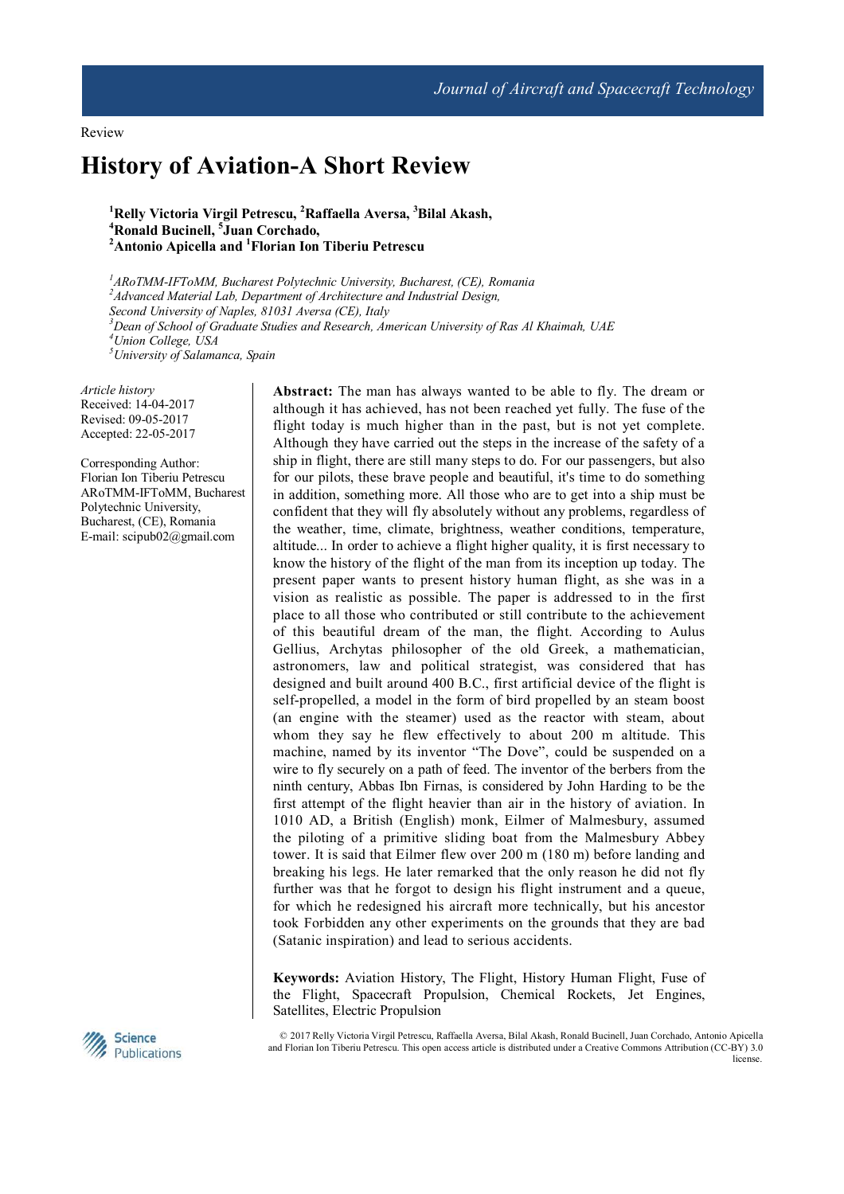Review

# History of Aviation-A Short Review

**[1]Relly Victoria Virgil Petrescu, [2]Raffaella Aversa, [3]Bilal Akash, [4]Ronald Bucinell, [5]Juan Corchado, [2]Antonio Apicella and [1]Florian Ion Tiberiu Petrescu**

*[1]ARoTMM-IFToMM, Bucharest Polytechnic University, Bucharest, (CE), Romania*
*[2]Advanced Material Lab, Department of Architecture and Industrial Design, Second University of Naples, 81031 Aversa (CE), Italy*
*[3]Dean of School of Graduate Studies and Research, American University of Ras Al Khaimah, UAE*
*[4]Union College, USA*
*[5]University of Salamanca, Spain*

*Article history*
Received: 14-04-2017
Revised: 09-05-2017
Accepted: 22-05-2017

Corresponding Author:
Florian Ion Tiberiu Petrescu
ARoTMM-IFToMM, Bucharest Polytechnic University, Bucharest, (CE), Romania
E-mail: scipub02@gmail.com

**Abstract:** The man has always wanted to be able to fly. The dream or although it has achieved, has not been reached yet fully. The fuse of the flight today is much higher than in the past, but is not yet complete. Although they have carried out the steps in the increase of the safety of a ship in flight, there are still many steps to do. For our passengers, but also for our pilots, these brave people and beautiful, it's time to do something in addition, something more. All those who are to get into a ship must be confident that they will fly absolutely without any problems, regardless of the weather, time, climate, brightness, weather conditions, temperature, altitude... In order to achieve a flight higher quality, it is first necessary to know the history of the flight of the man from its inception up today. The present paper wants to present history human flight, as she was in a vision as realistic as possible. The paper is addressed to in the first place to all those who contributed or still contribute to the achievement of this beautiful dream of the man, the flight. According to Aulus Gellius, Archytas philosopher of the old Greek, a mathematician, astronomers, law and political strategist, was considered that has designed and built around 400 B.C., first artificial device of the flight is self-propelled, a model in the form of bird propelled by an steam boost (an engine with the steamer) used as the reactor with steam, about whom they say he flew effectively to about 200 m altitude. This machine, named by its inventor "The Dove", could be suspended on a wire to fly securely on a path of feed. The inventor of the berbers from the ninth century, Abbas Ibn Firnas, is considered by John Harding to be the first attempt of the flight heavier than air in the history of aviation. In 1010 AD, a British (English) monk, Eilmer of Malmesbury, assumed the piloting of a primitive sliding boat from the Malmesbury Abbey tower. It is said that Eilmer flew over 200 m (180 m) before landing and breaking his legs. He later remarked that the only reason he did not fly further was that he forgot to design his flight instrument and a queue, for which he redesigned his aircraft more technically, but his ancestor took Forbidden any other experiments on the grounds that they are bad (Satanic inspiration) and lead to serious accidents.

**Keywords:** Aviation History, The Flight, History Human Flight, Fuse of the Flight, Spacecraft Propulsion, Chemical Rockets, Jet Engines, Satellites, Electric Propulsion

© 2017 Relly Victoria Virgil Petrescu, Raffaella Aversa, Bilal Akash, Ronald Bucinell, Juan Corchado, Antonio Apicella and Florian Ion Tiberiu Petrescu. This open access article is distributed under a Creative Commons Attribution (CC-BY) 3.0 license.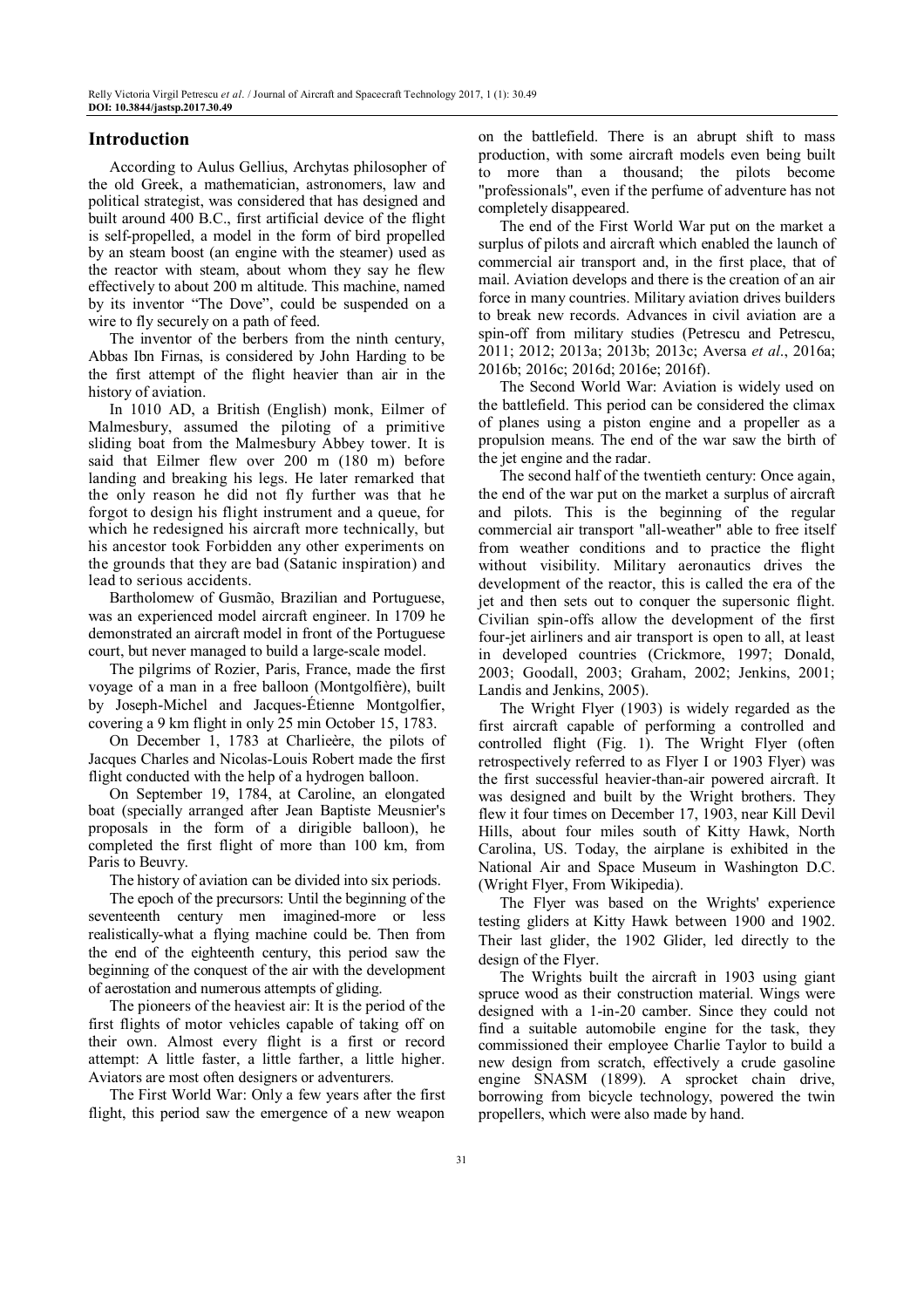## Introduction

According to Aulus Gellius, Archytas philosopher of the old Greek, a mathematician, astronomers, law and political strategist, was considered that has designed and built around 400 B.C., first artificial device of the flight is self-propelled, a model in the form of bird propelled by an steam boost (an engine with the steamer) used as the reactor with steam, about whom they say he flew effectively to about 200 m altitude. This machine, named by its inventor "The Dove", could be suspended on a wire to fly securely on a path of feed.

The inventor of the berbers from the ninth century, Abbas Ibn Firnas, is considered by John Harding to be the first attempt of the flight heavier than air in the history of aviation.

In 1010 AD, a British (English) monk, Eilmer of Malmesbury, assumed the piloting of a primitive sliding boat from the Malmesbury Abbey tower. It is said that Eilmer flew over 200 m (180 m) before landing and breaking his legs. He later remarked that the only reason he did not fly further was that he forgot to design his flight instrument and a queue, for which he redesigned his aircraft more technically, but his ancestor took Forbidden any other experiments on the grounds that they are bad (Satanic inspiration) and lead to serious accidents.

Bartholomew of Gusmão, Brazilian and Portuguese, was an experienced model aircraft engineer. In 1709 he demonstrated an aircraft model in front of the Portuguese court, but never managed to build a large-scale model.

The pilgrims of Rozier, Paris, France, made the first voyage of a man in a free balloon (Montgolfière), built by Joseph-Michel and Jacques-Étienne Montgolfier, covering a 9 km flight in only 25 min October 15, 1783.

On December 1, 1783 at Charlieère, the pilots of Jacques Charles and Nicolas-Louis Robert made the first flight conducted with the help of a hydrogen balloon.

On September 19, 1784, at Caroline, an elongated boat (specially arranged after Jean Baptiste Meusnier's proposals in the form of a dirigible balloon), he completed the first flight of more than 100 km, from Paris to Beuvry.

The history of aviation can be divided into six periods.

The epoch of the precursors: Until the beginning of the seventeenth century men imagined-more or less realistically-what a flying machine could be. Then from the end of the eighteenth century, this period saw the beginning of the conquest of the air with the development of aerostation and numerous attempts of gliding.

The pioneers of the heaviest air: It is the period of the first flights of motor vehicles capable of taking off on their own. Almost every flight is a first or record attempt: A little faster, a little farther, a little higher. Aviators are most often designers or adventurers.

The First World War: Only a few years after the first flight, this period saw the emergence of a new weapon on the battlefield. There is an abrupt shift to mass production, with some aircraft models even being built to more than a thousand; the pilots become "professionals", even if the perfume of adventure has not completely disappeared.

The end of the First World War put on the market a surplus of pilots and aircraft which enabled the launch of commercial air transport and, in the first place, that of mail. Aviation develops and there is the creation of an air force in many countries. Military aviation drives builders to break new records. Advances in civil aviation are a spin-off from military studies (Petrescu and Petrescu, 2011; 2012; 2013a; 2013b; 2013c; Aversa *et al*., 2016a; 2016b; 2016c; 2016d; 2016e; 2016f).

The Second World War: Aviation is widely used on the battlefield. This period can be considered the climax of planes using a piston engine and a propeller as a propulsion means. The end of the war saw the birth of the jet engine and the radar.

The second half of the twentieth century: Once again, the end of the war put on the market a surplus of aircraft and pilots. This is the beginning of the regular commercial air transport "all-weather" able to free itself from weather conditions and to practice the flight without visibility. Military aeronautics drives the development of the reactor, this is called the era of the jet and then sets out to conquer the supersonic flight. Civilian spin-offs allow the development of the first four-jet airliners and air transport is open to all, at least in developed countries (Crickmore, 1997; Donald, 2003; Goodall, 2003; Graham, 2002; Jenkins, 2001; Landis and Jenkins, 2005).

The Wright Flyer (1903) is widely regarded as the first aircraft capable of performing a controlled and controlled flight (Fig. 1). The Wright Flyer (often retrospectively referred to as Flyer I or 1903 Flyer) was the first successful heavier-than-air powered aircraft. It was designed and built by the Wright brothers. They flew it four times on December 17, 1903, near Kill Devil Hills, about four miles south of Kitty Hawk, North Carolina, US. Today, the airplane is exhibited in the National Air and Space Museum in Washington D.C. (Wright Flyer, From Wikipedia).

The Flyer was based on the Wrights' experience testing gliders at Kitty Hawk between 1900 and 1902. Their last glider, the 1902 Glider, led directly to the design of the Flyer.

The Wrights built the aircraft in 1903 using giant spruce wood as their construction material. Wings were designed with a 1-in-20 camber. Since they could not find a suitable automobile engine for the task, they commissioned their employee Charlie Taylor to build a new design from scratch, effectively a crude gasoline engine SNASM (1899). A sprocket chain drive, borrowing from bicycle technology, powered the twin propellers, which were also made by hand.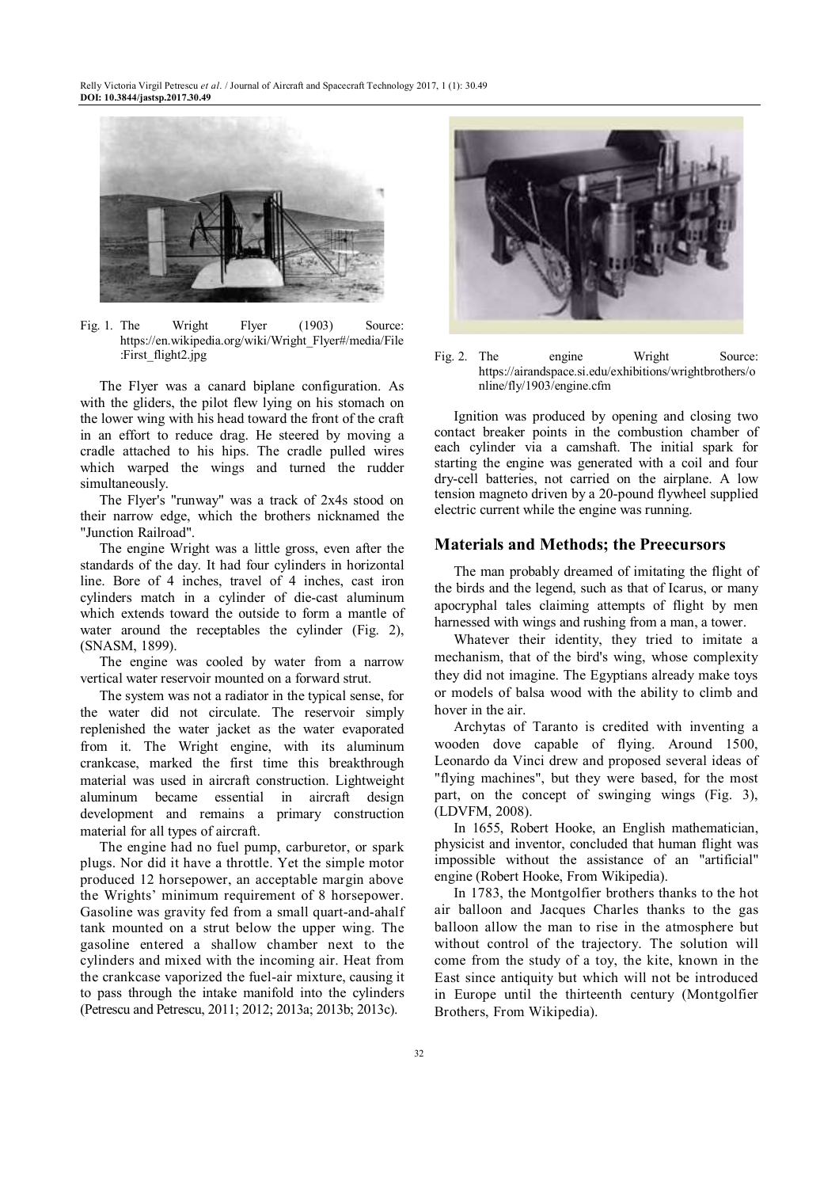Fig. 1. The Wright Flyer (1903) Source: https://en.wikipedia.org/wiki/Wright_Flyer#/media/File:First_flight2.jpg

The Flyer was a canard biplane configuration. As with the gliders, the pilot flew lying on his stomach on the lower wing with his head toward the front of the craft in an effort to reduce drag. He steered by moving a cradle attached to his hips. The cradle pulled wires which warped the wings and turned the rudder simultaneously.

The Flyer's "runway" was a track of 2x4s stood on their narrow edge, which the brothers nicknamed the "Junction Railroad".

The engine Wright was a little gross, even after the standards of the day. It had four cylinders in horizontal line. Bore of 4 inches, travel of 4 inches, cast iron cylinders match in a cylinder of die-cast aluminum which extends toward the outside to form a mantle of water around the receptables the cylinder (Fig. 2), (SNASM, 1899).

The engine was cooled by water from a narrow vertical water reservoir mounted on a forward strut.

The system was not a radiator in the typical sense, for the water did not circulate. The reservoir simply replenished the water jacket as the water evaporated from it. The Wright engine, with its aluminum crankcase, marked the first time this breakthrough material was used in aircraft construction. Lightweight aluminum became essential in aircraft design development and remains a primary construction material for all types of aircraft.

The engine had no fuel pump, carburetor, or spark plugs. Nor did it have a throttle. Yet the simple motor produced 12 horsepower, an acceptable margin above the Wrights' minimum requirement of 8 horsepower. Gasoline was gravity fed from a small quart-and-ahalf tank mounted on a strut below the upper wing. The gasoline entered a shallow chamber next to the cylinders and mixed with the incoming air. Heat from the crankcase vaporized the fuel-air mixture, causing it to pass through the intake manifold into the cylinders (Petrescu and Petrescu, 2011; 2012; 2013a; 2013b; 2013c).

Fig. 2. The engine Wright Source: https://airandspace.si.edu/exhibitions/wrightbrothers/online/fly/1903/engine.cfm

Ignition was produced by opening and closing two contact breaker points in the combustion chamber of each cylinder via a camshaft. The initial spark for starting the engine was generated with a coil and four dry-cell batteries, not carried on the airplane. A low tension magneto driven by a 20-pound flywheel supplied electric current while the engine was running.

## Materials and Methods; the Preecursors

The man probably dreamed of imitating the flight of the birds and the legend, such as that of Icarus, or many apocryphal tales claiming attempts of flight by men harnessed with wings and rushing from a man, a tower.

Whatever their identity, they tried to imitate a mechanism, that of the bird's wing, whose complexity they did not imagine. The Egyptians already make toys or models of balsa wood with the ability to climb and hover in the air.

Archytas of Taranto is credited with inventing a wooden dove capable of flying. Around 1500, Leonardo da Vinci drew and proposed several ideas of "flying machines", but they were based, for the most part, on the concept of swinging wings (Fig. 3), (LDVFM, 2008).

In 1655, Robert Hooke, an English mathematician, physicist and inventor, concluded that human flight was impossible without the assistance of an "artificial" engine (Robert Hooke, From Wikipedia).

In 1783, the Montgolfier brothers thanks to the hot air balloon and Jacques Charles thanks to the gas balloon allow the man to rise in the atmosphere but without control of the trajectory. The solution will come from the study of a toy, the kite, known in the East since antiquity but which will not be introduced in Europe until the thirteenth century (Montgolfier Brothers, From Wikipedia).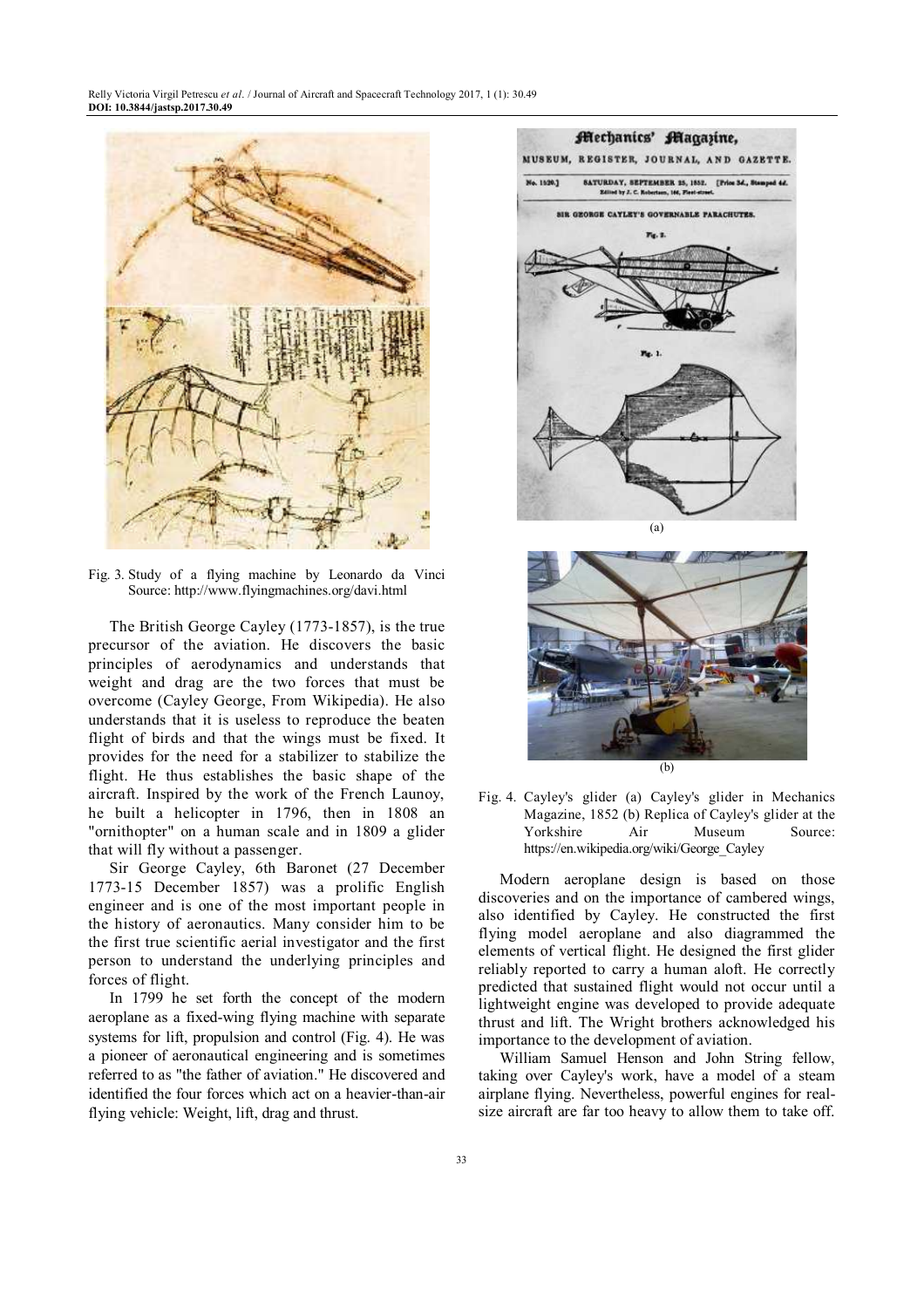Fig. 3. Study of a flying machine by Leonardo da Vinci Source: http://www.flyingmachines.org/davi.html

The British George Cayley (1773-1857), is the true precursor of the aviation. He discovers the basic principles of aerodynamics and understands that weight and drag are the two forces that must be overcome (Cayley George, From Wikipedia). He also understands that it is useless to reproduce the beaten flight of birds and that the wings must be fixed. It provides for the need for a stabilizer to stabilize the flight. He thus establishes the basic shape of the aircraft. Inspired by the work of the French Launoy, he built a helicopter in 1796, then in 1808 an "ornithopter" on a human scale and in 1809 a glider that will fly without a passenger.

Sir George Cayley, 6th Baronet (27 December 1773-15 December 1857) was a prolific English engineer and is one of the most important people in the history of aeronautics. Many consider him to be the first true scientific aerial investigator and the first person to understand the underlying principles and forces of flight.

In 1799 he set forth the concept of the modern aeroplane as a fixed-wing flying machine with separate systems for lift, propulsion and control (Fig. 4). He was a pioneer of aeronautical engineering and is sometimes referred to as "the father of aviation." He discovered and identified the four forces which act on a heavier-than-air flying vehicle: Weight, lift, drag and thrust.

(a)

(b)

Fig. 4. Cayley's glider (a) Cayley's glider in Mechanics Magazine, 1852 (b) Replica of Cayley's glider at the Yorkshire Air Museum Source: https://en.wikipedia.org/wiki/George_Cayley

Modern aeroplane design is based on those discoveries and on the importance of cambered wings, also identified by Cayley. He constructed the first flying model aeroplane and also diagrammed the elements of vertical flight. He designed the first glider reliably reported to carry a human aloft. He correctly predicted that sustained flight would not occur until a lightweight engine was developed to provide adequate thrust and lift. The Wright brothers acknowledged his importance to the development of aviation.

William Samuel Henson and John String fellow, taking over Cayley's work, have a model of a steam airplane flying. Nevertheless, powerful engines for real-size aircraft are far too heavy to allow them to take off.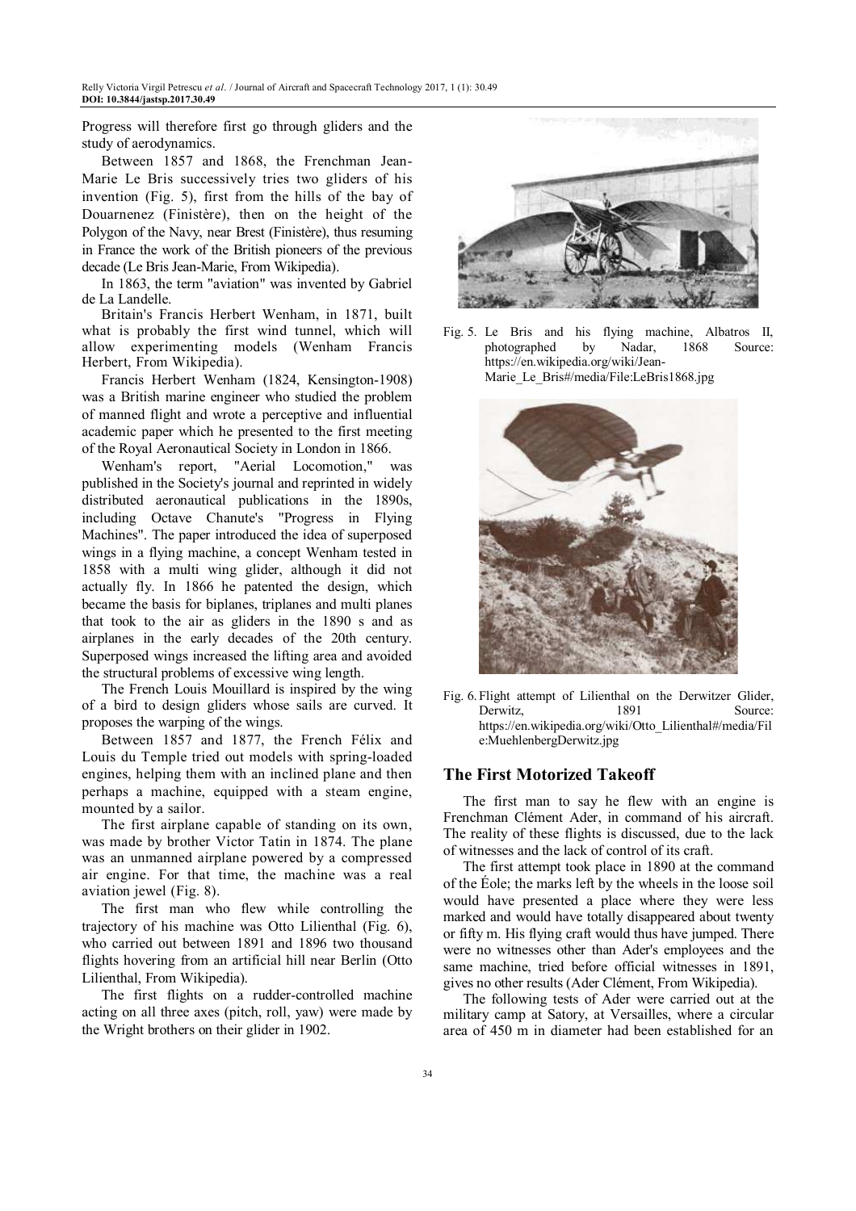Progress will therefore first go through gliders and the study of aerodynamics.

Between 1857 and 1868, the Frenchman Jean-Marie Le Bris successively tries two gliders of his invention (Fig. 5), first from the hills of the bay of Douarnenez (Finistère), then on the height of the Polygon of the Navy, near Brest (Finistère), thus resuming in France the work of the British pioneers of the previous decade (Le Bris Jean-Marie, From Wikipedia).

In 1863, the term "aviation" was invented by Gabriel de La Landelle.

Britain's Francis Herbert Wenham, in 1871, built what is probably the first wind tunnel, which will allow experimenting models (Wenham Francis Herbert, From Wikipedia).

Francis Herbert Wenham (1824, Kensington-1908) was a British marine engineer who studied the problem of manned flight and wrote a perceptive and influential academic paper which he presented to the first meeting of the Royal Aeronautical Society in London in 1866.

Wenham's report, "Aerial Locomotion," was published in the Society's journal and reprinted in widely distributed aeronautical publications in the 1890s, including Octave Chanute's "Progress in Flying Machines". The paper introduced the idea of superposed wings in a flying machine, a concept Wenham tested in 1858 with a multi wing glider, although it did not actually fly. In 1866 he patented the design, which became the basis for biplanes, triplanes and multi planes that took to the air as gliders in the 1890 s and as airplanes in the early decades of the 20th century. Superposed wings increased the lifting area and avoided the structural problems of excessive wing length.

The French Louis Mouillard is inspired by the wing of a bird to design gliders whose sails are curved. It proposes the warping of the wings.

Between 1857 and 1877, the French Félix and Louis du Temple tried out models with spring-loaded engines, helping them with an inclined plane and then perhaps a machine, equipped with a steam engine, mounted by a sailor.

The first airplane capable of standing on its own, was made by brother Victor Tatin in 1874. The plane was an unmanned airplane powered by a compressed air engine. For that time, the machine was a real aviation jewel (Fig. 8).

The first man who flew while controlling the trajectory of his machine was Otto Lilienthal (Fig. 6), who carried out between 1891 and 1896 two thousand flights hovering from an artificial hill near Berlin (Otto Lilienthal, From Wikipedia).

The first flights on a rudder-controlled machine acting on all three axes (pitch, roll, yaw) were made by the Wright brothers on their glider in 1902.

Fig. 5. Le Bris and his flying machine, Albatros II, photographed by Nadar, 1868 Source: https://en.wikipedia.org/wiki/Jean-Marie_Le_Bris#/media/File:LeBris1868.jpg

Fig. 6. Flight attempt of Lilienthal on the Derwitzer Glider, Derwitz, 1891 Source: https://en.wikipedia.org/wiki/Otto_Lilienthal#/media/File:MuehlenbergDerwitz.jpg

## The First Motorized Takeoff

The first man to say he flew with an engine is Frenchman Clément Ader, in command of his aircraft. The reality of these flights is discussed, due to the lack of witnesses and the lack of control of its craft.

The first attempt took place in 1890 at the command of the Éole; the marks left by the wheels in the loose soil would have presented a place where they were less marked and would have totally disappeared about twenty or fifty m. His flying craft would thus have jumped. There were no witnesses other than Ader's employees and the same machine, tried before official witnesses in 1891, gives no other results (Ader Clément, From Wikipedia).

The following tests of Ader were carried out at the military camp at Satory, at Versailles, where a circular area of 450 m in diameter had been established for an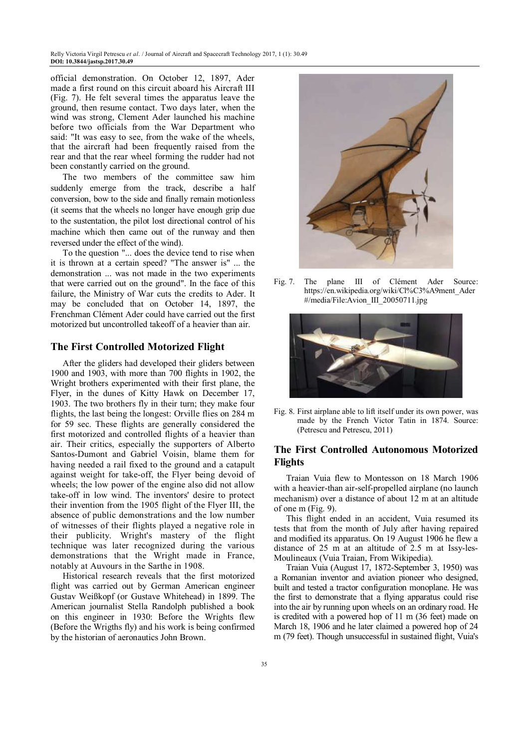official demonstration. On October 12, 1897, Ader made a first round on this circuit aboard his Aircraft III (Fig. 7). He felt several times the apparatus leave the ground, then resume contact. Two days later, when the wind was strong, Clement Ader launched his machine before two officials from the War Department who said: "It was easy to see, from the wake of the wheels, that the aircraft had been frequently raised from the rear and that the rear wheel forming the rudder had not been constantly carried on the ground.

The two members of the committee saw him suddenly emerge from the track, describe a half conversion, bow to the side and finally remain motionless (it seems that the wheels no longer have enough grip due to the sustentation, the pilot lost directional control of his machine which then came out of the runway and then reversed under the effect of the wind).

To the question "... does the device tend to rise when it is thrown at a certain speed? "The answer is" ... the demonstration ... was not made in the two experiments that were carried out on the ground". In the face of this failure, the Ministry of War cuts the credits to Ader. It may be concluded that on October 14, 1897, the Frenchman Clément Ader could have carried out the first motorized but uncontrolled takeoff of a heavier than air.

## The First Controlled Motorized Flight

After the gliders had developed their gliders between 1900 and 1903, with more than 700 flights in 1902, the Wright brothers experimented with their first plane, the Flyer, in the dunes of Kitty Hawk on December 17, 1903. The two brothers fly in their turn; they make four flights, the last being the longest: Orville flies on 284 m for 59 sec. These flights are generally considered the first motorized and controlled flights of a heavier than air. Their critics, especially the supporters of Alberto Santos-Dumont and Gabriel Voisin, blame them for having needed a rail fixed to the ground and a catapult against weight for take-off, the Flyer being devoid of wheels; the low power of the engine also did not allow take-off in low wind. The inventors' desire to protect their invention from the 1905 flight of the Flyer III, the absence of public demonstrations and the low number of witnesses of their flights played a negative role in their publicity. Wright's mastery of the flight technique was later recognized during the various demonstrations that the Wright made in France, notably at Auvours in the Sarthe in 1908.

Historical research reveals that the first motorized flight was carried out by German American engineer Gustav Weißkopf (or Gustave Whitehead) in 1899. The American journalist Stella Randolph published a book on this engineer in 1930: Before the Wrights flew (Before the Wrigths fly) and his work is being confirmed by the historian of aeronautics John Brown.

Fig. 7. The plane III of Clément Ader Source: https://en.wikipedia.org/wiki/Cl%C3%A9ment_Ader#/media/File:Avion_III_20050711.jpg

Fig. 8. First airplane able to lift itself under its own power, was made by the French Victor Tatin in 1874. Source: (Petrescu and Petrescu, 2011)

## The First Controlled Autonomous Motorized Flights

Traian Vuia flew to Montesson on 18 March 1906 with a heavier-than air-self-propelled airplane (no launch mechanism) over a distance of about 12 m at an altitude of one m (Fig. 9).

This flight ended in an accident, Vuia resumed its tests that from the month of July after having repaired and modified its apparatus. On 19 August 1906 he flew a distance of 25 m at an altitude of 2.5 m at Issy-les-Moulineaux (Vuia Traian, From Wikipedia).

Traian Vuia (August 17, 1872-September 3, 1950) was a Romanian inventor and aviation pioneer who designed, built and tested a tractor configuration monoplane. He was the first to demonstrate that a flying apparatus could rise into the air by running upon wheels on an ordinary road. He is credited with a powered hop of 11 m (36 feet) made on March 18, 1906 and he later claimed a powered hop of 24 m (79 feet). Though unsuccessful in sustained flight, Vuia's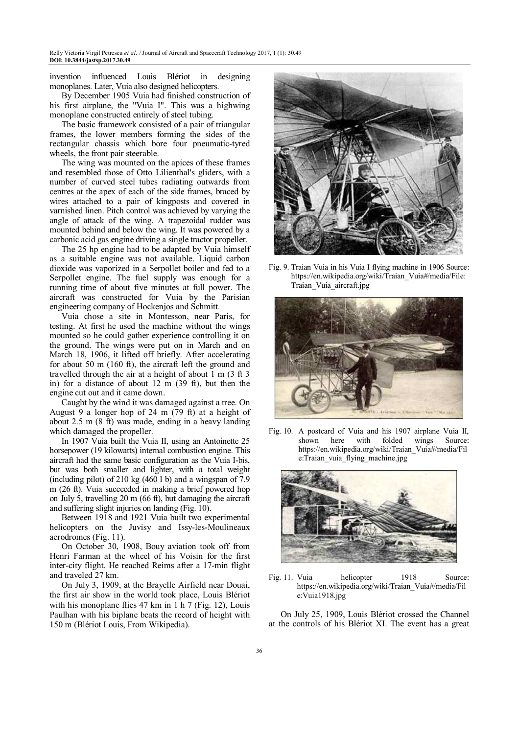invention influenced Louis Blériot in designing monoplanes. Later, Vuia also designed helicopters.

By December 1905 Vuia had finished construction of his first airplane, the "Vuia I". This was a highwing monoplane constructed entirely of steel tubing.

The basic framework consisted of a pair of triangular frames, the lower members forming the sides of the rectangular chassis which bore four pneumatic-tyred wheels, the front pair steerable.

The wing was mounted on the apices of these frames and resembled those of Otto Lilienthal's gliders, with a number of curved steel tubes radiating outwards from centres at the apex of each of the side frames, braced by wires attached to a pair of kingposts and covered in varnished linen. Pitch control was achieved by varying the angle of attack of the wing. A trapezoidal rudder was mounted behind and below the wing. It was powered by a carbonic acid gas engine driving a single tractor propeller.

The 25 hp engine had to be adapted by Vuia himself as a suitable engine was not available. Liquid carbon dioxide was vaporized in a Serpollet boiler and fed to a Serpollet engine. The fuel supply was enough for a running time of about five minutes at full power. The aircraft was constructed for Vuia by the Parisian engineering company of Hockenjos and Schmitt.

Vuia chose a site in Montesson, near Paris, for testing. At first he used the machine without the wings mounted so he could gather experience controlling it on the ground. The wings were put on in March and on March 18, 1906, it lifted off briefly. After accelerating for about 50 m (160 ft), the aircraft left the ground and travelled through the air at a height of about 1 m (3 ft 3 in) for a distance of about 12 m (39 ft), but then the engine cut out and it came down.

Caught by the wind it was damaged against a tree. On August 9 a longer hop of 24 m (79 ft) at a height of about 2.5 m (8 ft) was made, ending in a heavy landing which damaged the propeller.

In 1907 Vuia built the Vuia II, using an Antoinette 25 horsepower (19 kilowatts) internal combustion engine. This aircraft had the same basic configuration as the Vuia I-bis, but was both smaller and lighter, with a total weight (including pilot) of 210 kg (460 l b) and a wingspan of 7.9 m (26 ft). Vuia succeeded in making a brief powered hop on July 5, travelling 20 m (66 ft), but damaging the aircraft and suffering slight injuries on landing (Fig. 10).

Between 1918 and 1921 Vuia built two experimental helicopters on the Juvisy and Issy-les-Moulineaux aerodromes (Fig. 11).

On October 30, 1908, Bouy aviation took off from Henri Farman at the wheel of his Voisin for the first inter-city flight. He reached Reims after a 17-min flight and traveled 27 km.

On July 3, 1909, at the Brayelle Airfield near Douai, the first air show in the world took place, Louis Blériot with his monoplane flies 47 km in 1 h 7 (Fig. 12), Louis Paulhan with his biplane beats the record of height with 150 m (Blériot Louis, From Wikipedia).

Fig. 9. Traian Vuia in his Vuia I flying machine in 1906 Source: https://en.wikipedia.org/wiki/Traian_Vuia#/media/File:Traian_Vuia_aircraft.jpg

Fig. 10. A postcard of Vuia and his 1907 airplane Vuia II, shown here with folded wings Source: https://en.wikipedia.org/wiki/Traian_Vuia#/media/File:Traian_vuia_flying_machine.jpg

Fig. 11. Vuia helicopter 1918 Source: https://en.wikipedia.org/wiki/Traian_Vuia#/media/File:Vuia1918.jpg

On July 25, 1909, Louis Blériot crossed the Channel at the controls of his Blériot XI. The event has a great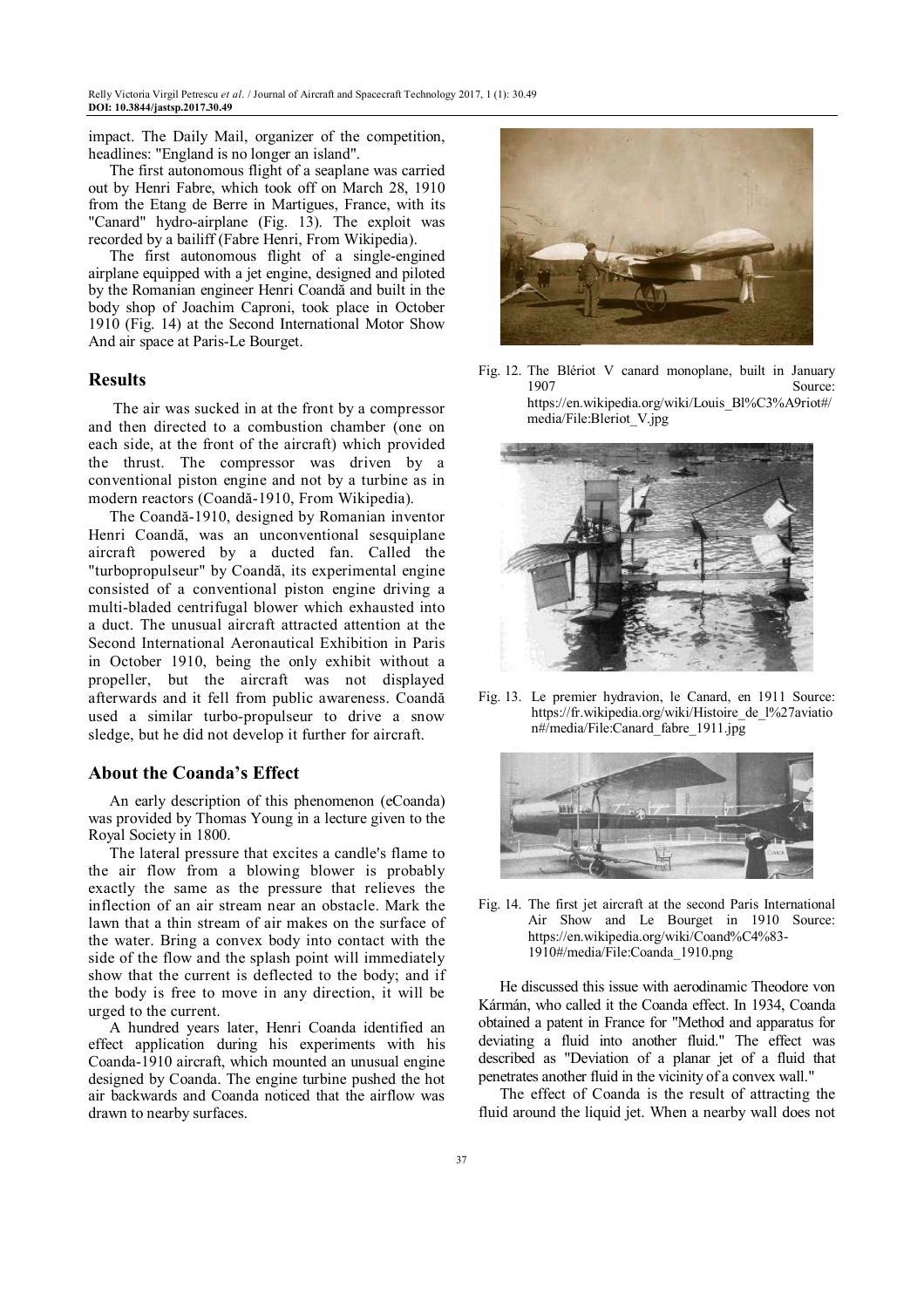impact. The Daily Mail, organizer of the competition, headlines: "England is no longer an island".

The first autonomous flight of a seaplane was carried out by Henri Fabre, which took off on March 28, 1910 from the Etang de Berre in Martigues, France, with its "Canard" hydro-airplane (Fig. 13). The exploit was recorded by a bailiff (Fabre Henri, From Wikipedia).

The first autonomous flight of a single-engined airplane equipped with a jet engine, designed and piloted by the Romanian engineer Henri Coandă and built in the body shop of Joachim Caproni, took place in October 1910 (Fig. 14) at the Second International Motor Show And air space at Paris-Le Bourget.

## Results

The air was sucked in at the front by a compressor and then directed to a combustion chamber (one on each side, at the front of the aircraft) which provided the thrust. The compressor was driven by a conventional piston engine and not by a turbine as in modern reactors (Coandă-1910, From Wikipedia).

The Coandă-1910, designed by Romanian inventor Henri Coandă, was an unconventional sesquiplane aircraft powered by a ducted fan. Called the "turbopropulseur" by Coandă, its experimental engine consisted of a conventional piston engine driving a multi-bladed centrifugal blower which exhausted into a duct. The unusual aircraft attracted attention at the Second International Aeronautical Exhibition in Paris in October 1910, being the only exhibit without a propeller, but the aircraft was not displayed afterwards and it fell from public awareness. Coandă used a similar turbo-propulseur to drive a snow sledge, but he did not develop it further for aircraft.

## About the Coanda's Effect

An early description of this phenomenon (eCoanda) was provided by Thomas Young in a lecture given to the Royal Society in 1800.

The lateral pressure that excites a candle's flame to the air flow from a blowing blower is probably exactly the same as the pressure that relieves the inflection of an air stream near an obstacle. Mark the lawn that a thin stream of air makes on the surface of the water. Bring a convex body into contact with the side of the flow and the splash point will immediately show that the current is deflected to the body; and if the body is free to move in any direction, it will be urged to the current.

A hundred years later, Henri Coanda identified an effect application during his experiments with his Coanda-1910 aircraft, which mounted an unusual engine designed by Coanda. The engine turbine pushed the hot air backwards and Coanda noticed that the airflow was drawn to nearby surfaces.

Fig. 12. The Blériot V canard monoplane, built in January 1907 Source: https://en.wikipedia.org/wiki/Louis_Bl%C3%A9riot#/media/File:Bleriot_V.jpg

Fig. 13. Le premier hydravion, le Canard, en 1911 Source: https://fr.wikipedia.org/wiki/Histoire_de_l%27aviation#/media/File:Canard_fabre_1911.jpg

Fig. 14. The first jet aircraft at the second Paris International Air Show and Le Bourget in 1910 Source: https://en.wikipedia.org/wiki/Coand%C4%83-1910#/media/File:Coanda_1910.png

He discussed this issue with aerodinamic Theodore von Kármán, who called it the Coanda effect. In 1934, Coanda obtained a patent in France for "Method and apparatus for deviating a fluid into another fluid." The effect was described as "Deviation of a planar jet of a fluid that penetrates another fluid in the vicinity of a convex wall."

The effect of Coanda is the result of attracting the fluid around the liquid jet. When a nearby wall does not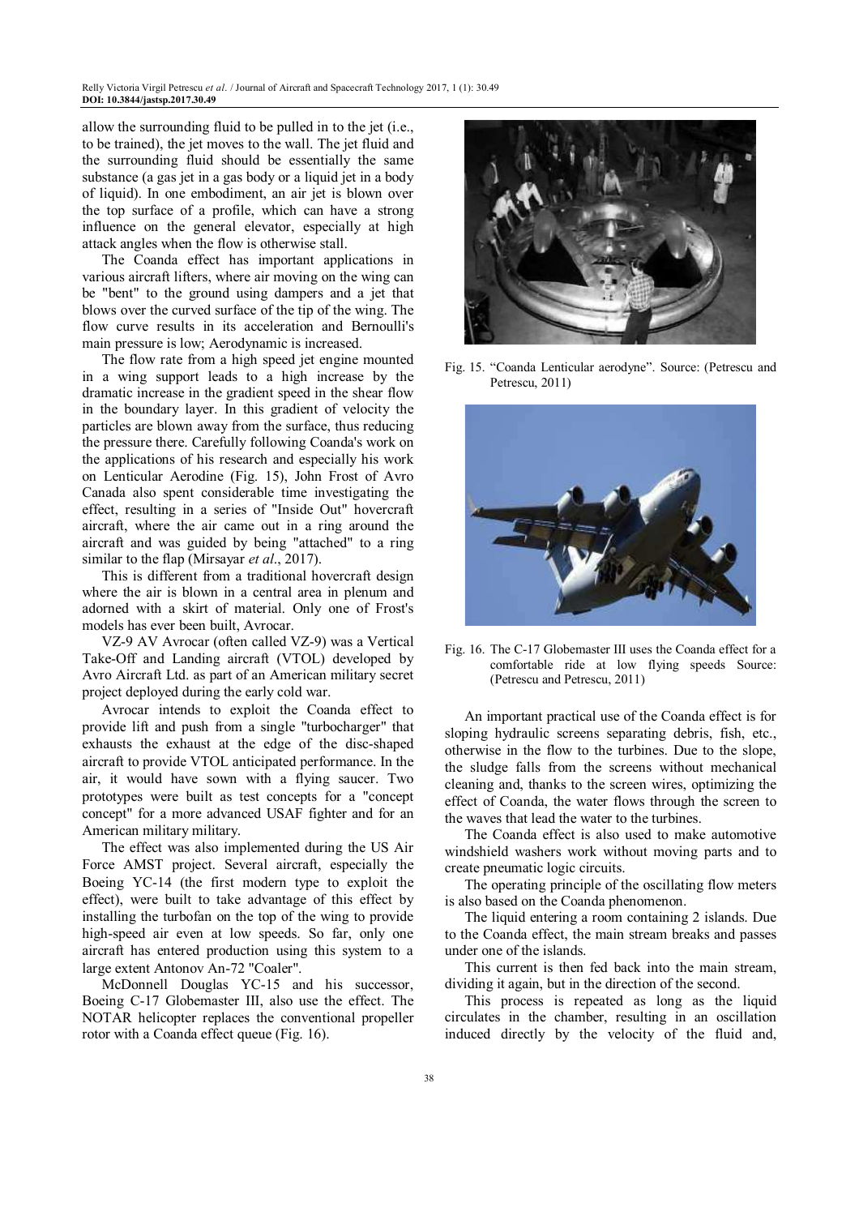allow the surrounding fluid to be pulled in to the jet (i.e., to be trained), the jet moves to the wall. The jet fluid and the surrounding fluid should be essentially the same substance (a gas jet in a gas body or a liquid jet in a body of liquid). In one embodiment, an air jet is blown over the top surface of a profile, which can have a strong influence on the general elevator, especially at high attack angles when the flow is otherwise stall.

The Coanda effect has important applications in various aircraft lifters, where air moving on the wing can be "bent" to the ground using dampers and a jet that blows over the curved surface of the tip of the wing. The flow curve results in its acceleration and Bernoulli's main pressure is low; Aerodynamic is increased.

The flow rate from a high speed jet engine mounted in a wing support leads to a high increase by the dramatic increase in the gradient speed in the shear flow in the boundary layer. In this gradient of velocity the particles are blown away from the surface, thus reducing the pressure there. Carefully following Coanda's work on the applications of his research and especially his work on Lenticular Aerodine (Fig. 15), John Frost of Avro Canada also spent considerable time investigating the effect, resulting in a series of "Inside Out" hovercraft aircraft, where the air came out in a ring around the aircraft and was guided by being "attached" to a ring similar to the flap (Mirsayar *et al*., 2017).

This is different from a traditional hovercraft design where the air is blown in a central area in plenum and adorned with a skirt of material. Only one of Frost's models has ever been built, Avrocar.

VZ-9 AV Avrocar (often called VZ-9) was a Vertical Take-Off and Landing aircraft (VTOL) developed by Avro Aircraft Ltd. as part of an American military secret project deployed during the early cold war.

Avrocar intends to exploit the Coanda effect to provide lift and push from a single "turbocharger" that exhausts the exhaust at the edge of the disc-shaped aircraft to provide VTOL anticipated performance. In the air, it would have sown with a flying saucer. Two prototypes were built as test concepts for a "concept concept" for a more advanced USAF fighter and for an American military military.

The effect was also implemented during the US Air Force AMST project. Several aircraft, especially the Boeing YC-14 (the first modern type to exploit the effect), were built to take advantage of this effect by installing the turbofan on the top of the wing to provide high-speed air even at low speeds. So far, only one aircraft has entered production using this system to a large extent Antonov An-72 "Coaler".

McDonnell Douglas YC-15 and his successor, Boeing C-17 Globemaster III, also use the effect. The NOTAR helicopter replaces the conventional propeller rotor with a Coanda effect queue (Fig. 16).

Fig. 15. "Coanda Lenticular aerodyne". Source: (Petrescu and Petrescu, 2011)

Fig. 16. The C-17 Globemaster III uses the Coanda effect for a comfortable ride at low flying speeds Source: (Petrescu and Petrescu, 2011)

An important practical use of the Coanda effect is for sloping hydraulic screens separating debris, fish, etc., otherwise in the flow to the turbines. Due to the slope, the sludge falls from the screens without mechanical cleaning and, thanks to the screen wires, optimizing the effect of Coanda, the water flows through the screen to the waves that lead the water to the turbines.

The Coanda effect is also used to make automotive windshield washers work without moving parts and to create pneumatic logic circuits.

The operating principle of the oscillating flow meters is also based on the Coanda phenomenon.

The liquid entering a room containing 2 islands. Due to the Coanda effect, the main stream breaks and passes under one of the islands.

This current is then fed back into the main stream, dividing it again, but in the direction of the second.

This process is repeated as long as the liquid circulates in the chamber, resulting in an oscillation induced directly by the velocity of the fluid and,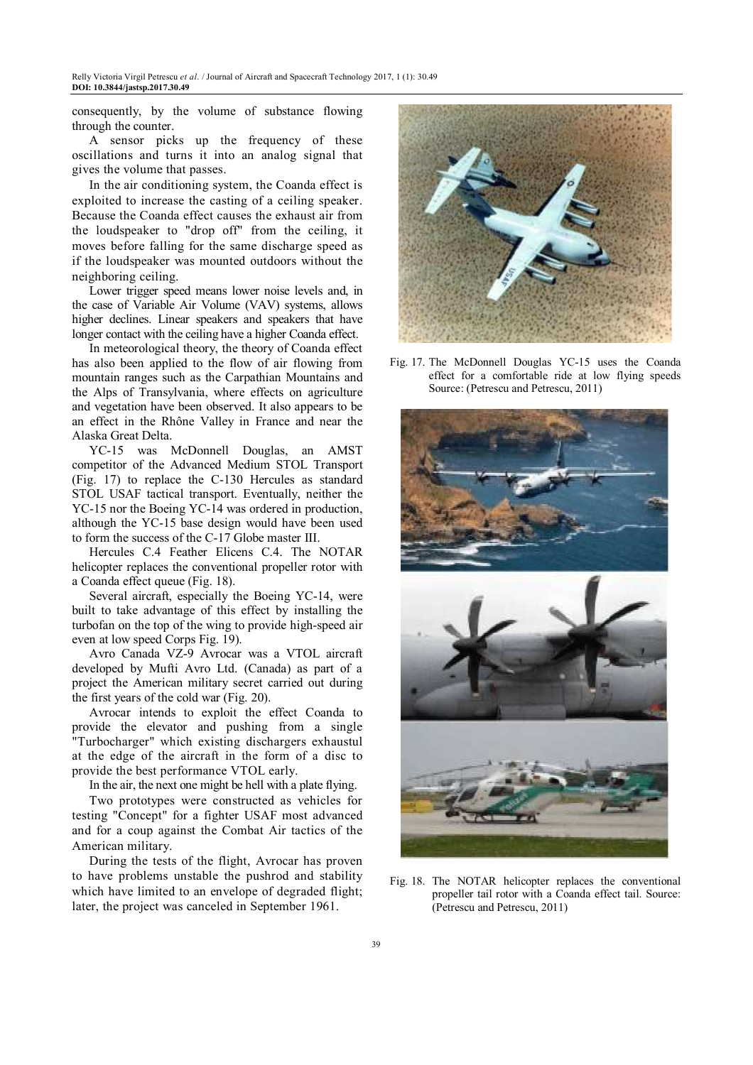consequently, by the volume of substance flowing through the counter.

A sensor picks up the frequency of these oscillations and turns it into an analog signal that gives the volume that passes.

In the air conditioning system, the Coanda effect is exploited to increase the casting of a ceiling speaker. Because the Coanda effect causes the exhaust air from the loudspeaker to "drop off" from the ceiling, it moves before falling for the same discharge speed as if the loudspeaker was mounted outdoors without the neighboring ceiling.

Lower trigger speed means lower noise levels and, in the case of Variable Air Volume (VAV) systems, allows higher declines. Linear speakers and speakers that have longer contact with the ceiling have a higher Coanda effect.

In meteorological theory, the theory of Coanda effect has also been applied to the flow of air flowing from mountain ranges such as the Carpathian Mountains and the Alps of Transylvania, where effects on agriculture and vegetation have been observed. It also appears to be an effect in the Rhône Valley in France and near the Alaska Great Delta.

YC-15 was McDonnell Douglas, an AMST competitor of the Advanced Medium STOL Transport (Fig. 17) to replace the C-130 Hercules as standard STOL USAF tactical transport. Eventually, neither the YC-15 nor the Boeing YC-14 was ordered in production, although the YC-15 base design would have been used to form the success of the C-17 Globe master III.

Hercules C.4 Feather Elicens C.4. The NOTAR helicopter replaces the conventional propeller rotor with a Coanda effect queue (Fig. 18).

Several aircraft, especially the Boeing YC-14, were built to take advantage of this effect by installing the turbofan on the top of the wing to provide high-speed air even at low speed Corps Fig. 19).

Avro Canada VZ-9 Avrocar was a VTOL aircraft developed by Mufti Avro Ltd. (Canada) as part of a project the American military secret carried out during the first years of the cold war (Fig. 20).

Avrocar intends to exploit the effect Coanda to provide the elevator and pushing from a single "Turbocharger" which existing dischargers exhaustul at the edge of the aircraft in the form of a disc to provide the best performance VTOL early.

In the air, the next one might be hell with a plate flying.

Two prototypes were constructed as vehicles for testing "Concept" for a fighter USAF most advanced and for a coup against the Combat Air tactics of the American military.

During the tests of the flight, Avrocar has proven to have problems unstable the pushrod and stability which have limited to an envelope of degraded flight; later, the project was canceled in September 1961.

Fig. 17. The McDonnell Douglas YC-15 uses the Coanda effect for a comfortable ride at low flying speeds Source: (Petrescu and Petrescu, 2011)

Fig. 18. The NOTAR helicopter replaces the conventional propeller tail rotor with a Coanda effect tail. Source: (Petrescu and Petrescu, 2011)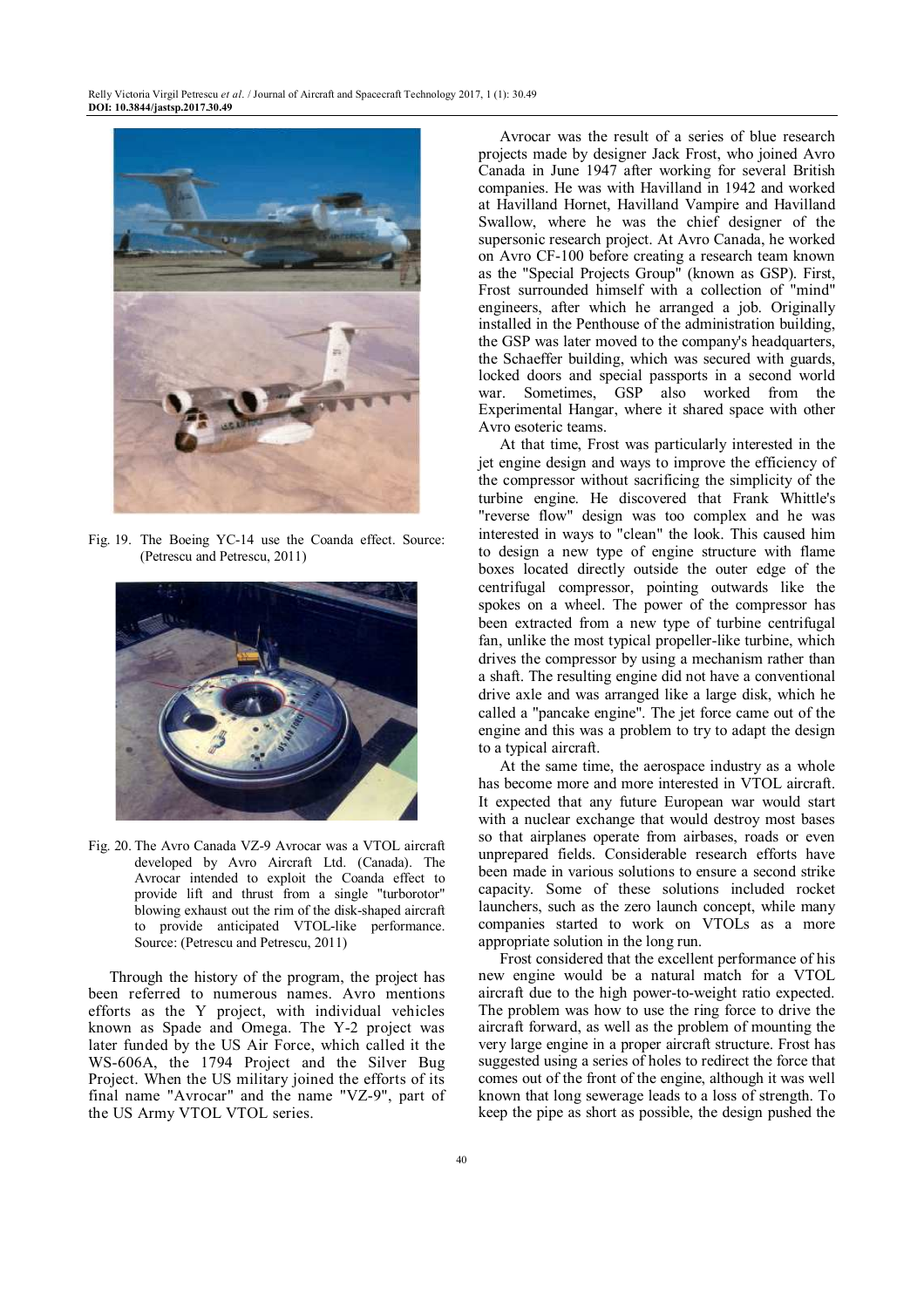Fig. 19. The Boeing YC-14 use the Coanda effect. Source: (Petrescu and Petrescu, 2011)

Fig. 20. The Avro Canada VZ-9 Avrocar was a VTOL aircraft developed by Avro Aircraft Ltd. (Canada). The Avrocar intended to exploit the Coanda effect to provide lift and thrust from a single "turborotor" blowing exhaust out the rim of the disk-shaped aircraft to provide anticipated VTOL-like performance. Source: (Petrescu and Petrescu, 2011)

Through the history of the program, the project has been referred to numerous names. Avro mentions efforts as the Y project, with individual vehicles known as Spade and Omega. The Y-2 project was later funded by the US Air Force, which called it the WS-606A, the 1794 Project and the Silver Bug Project. When the US military joined the efforts of its final name "Avrocar" and the name "VZ-9", part of the US Army VTOL VTOL series.

Avrocar was the result of a series of blue research projects made by designer Jack Frost, who joined Avro Canada in June 1947 after working for several British companies. He was with Havilland in 1942 and worked at Havilland Hornet, Havilland Vampire and Havilland Swallow, where he was the chief designer of the supersonic research project. At Avro Canada, he worked on Avro CF-100 before creating a research team known as the "Special Projects Group" (known as GSP). First, Frost surrounded himself with a collection of "mind" engineers, after which he arranged a job. Originally installed in the Penthouse of the administration building, the GSP was later moved to the company's headquarters, the Schaeffer building, which was secured with guards, locked doors and special passports in a second world war. Sometimes, GSP also worked from the Experimental Hangar, where it shared space with other Avro esoteric teams.

At that time, Frost was particularly interested in the jet engine design and ways to improve the efficiency of the compressor without sacrificing the simplicity of the turbine engine. He discovered that Frank Whittle's "reverse flow" design was too complex and he was interested in ways to "clean" the look. This caused him to design a new type of engine structure with flame boxes located directly outside the outer edge of the centrifugal compressor, pointing outwards like the spokes on a wheel. The power of the compressor has been extracted from a new type of turbine centrifugal fan, unlike the most typical propeller-like turbine, which drives the compressor by using a mechanism rather than a shaft. The resulting engine did not have a conventional drive axle and was arranged like a large disk, which he called a "pancake engine". The jet force came out of the engine and this was a problem to try to adapt the design to a typical aircraft.

At the same time, the aerospace industry as a whole has become more and more interested in VTOL aircraft. It expected that any future European war would start with a nuclear exchange that would destroy most bases so that airplanes operate from airbases, roads or even unprepared fields. Considerable research efforts have been made in various solutions to ensure a second strike capacity. Some of these solutions included rocket launchers, such as the zero launch concept, while many companies started to work on VTOLs as a more appropriate solution in the long run.

Frost considered that the excellent performance of his new engine would be a natural match for a VTOL aircraft due to the high power-to-weight ratio expected. The problem was how to use the ring force to drive the aircraft forward, as well as the problem of mounting the very large engine in a proper aircraft structure. Frost has suggested using a series of holes to redirect the force that comes out of the front of the engine, although it was well known that long sewerage leads to a loss of strength. To keep the pipe as short as possible, the design pushed the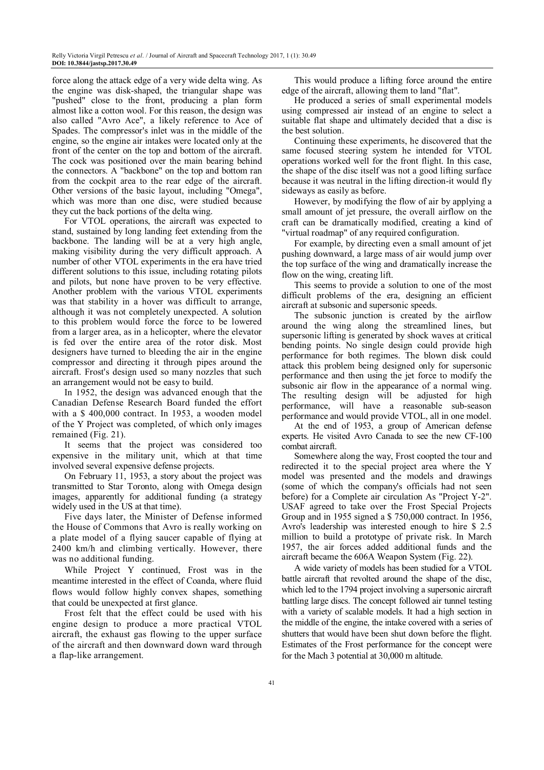force along the attack edge of a very wide delta wing. As the engine was disk-shaped, the triangular shape was "pushed" close to the front, producing a plan form almost like a cotton wool. For this reason, the design was also called "Avro Ace", a likely reference to Ace of Spades. The compressor's inlet was in the middle of the engine, so the engine air intakes were located only at the front of the center on the top and bottom of the aircraft. The cock was positioned over the main bearing behind the connectors. A "backbone" on the top and bottom ran from the cockpit area to the rear edge of the aircraft. Other versions of the basic layout, including "Omega", which was more than one disc, were studied because they cut the back portions of the delta wing.

For VTOL operations, the aircraft was expected to stand, sustained by long landing feet extending from the backbone. The landing will be at a very high angle, making visibility during the very difficult approach. A number of other VTOL experiments in the era have tried different solutions to this issue, including rotating pilots and pilots, but none have proven to be very effective. Another problem with the various VTOL experiments was that stability in a hover was difficult to arrange, although it was not completely unexpected. A solution to this problem would force the force to be lowered from a larger area, as in a helicopter, where the elevator is fed over the entire area of the rotor disk. Most designers have turned to bleeding the air in the engine compressor and directing it through pipes around the aircraft. Frost's design used so many nozzles that such an arrangement would not be easy to build.

In 1952, the design was advanced enough that the Canadian Defense Research Board funded the effort with a $ 400,000 contract. In 1953, a wooden model of the Y Project was completed, of which only images remained (Fig. 21).

It seems that the project was considered too expensive in the military unit, which at that time involved several expensive defense projects.

On February 11, 1953, a story about the project was transmitted to Star Toronto, along with Omega design images, apparently for additional funding (a strategy widely used in the US at that time).

Five days later, the Minister of Defense informed the House of Commons that Avro is really working on a plate model of a flying saucer capable of flying at 2400 km/h and climbing vertically. However, there was no additional funding.

While Project Y continued, Frost was in the meantime interested in the effect of Coanda, where fluid flows would follow highly convex shapes, something that could be unexpected at first glance.

Frost felt that the effect could be used with his engine design to produce a more practical VTOL aircraft, the exhaust gas flowing to the upper surface of the aircraft and then downward down ward through a flap-like arrangement.

This would produce a lifting force around the entire edge of the aircraft, allowing them to land "flat".

He produced a series of small experimental models using compressed air instead of an engine to select a suitable flat shape and ultimately decided that a disc is the best solution.

Continuing these experiments, he discovered that the same focused steering system he intended for VTOL operations worked well for the front flight. In this case, the shape of the disc itself was not a good lifting surface because it was neutral in the lifting direction-it would fly sideways as easily as before.

However, by modifying the flow of air by applying a small amount of jet pressure, the overall airflow on the craft can be dramatically modified, creating a kind of "virtual roadmap" of any required configuration.

For example, by directing even a small amount of jet pushing downward, a large mass of air would jump over the top surface of the wing and dramatically increase the flow on the wing, creating lift.

This seems to provide a solution to one of the most difficult problems of the era, designing an efficient aircraft at subsonic and supersonic speeds.

The subsonic junction is created by the airflow around the wing along the streamlined lines, but supersonic lifting is generated by shock waves at critical bending points. No single design could provide high performance for both regimes. The blown disk could attack this problem being designed only for supersonic performance and then using the jet force to modify the subsonic air flow in the appearance of a normal wing. The resulting design will be adjusted for high performance, will have a reasonable sub-season performance and would provide VTOL, all in one model.

At the end of 1953, a group of American defense experts. He visited Avro Canada to see the new CF-100 combat aircraft.

Somewhere along the way, Frost coopted the tour and redirected it to the special project area where the Y model was presented and the models and drawings (some of which the company's officials had not seen before) for a Complete air circulation As "Project Y-2". USAF agreed to take over the Frost Special Projects Group and in 1955 signed a $ 750,000 contract. In 1956, Avro's leadership was interested enough to hire $ 2.5 million to build a prototype of private risk. In March 1957, the air forces added additional funds and the aircraft became the 606A Weapon System (Fig. 22).

A wide variety of models has been studied for a VTOL battle aircraft that revolted around the shape of the disc, which led to the 1794 project involving a supersonic aircraft battling large discs. The concept followed air tunnel testing with a variety of scalable models. It had a high section in the middle of the engine, the intake covered with a series of shutters that would have been shut down before the flight. Estimates of the Frost performance for the concept were for the Mach 3 potential at 30,000 m altitude.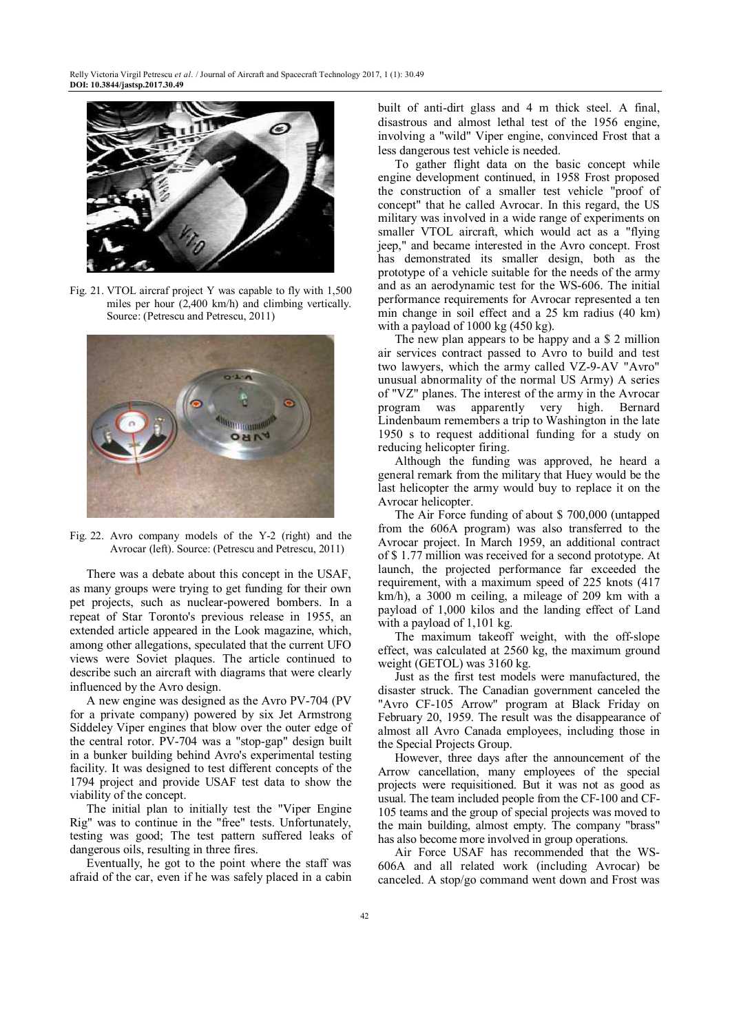Fig. 21. VTOL aircraf project Y was capable to fly with 1,500 miles per hour (2,400 km/h) and climbing vertically. Source: (Petrescu and Petrescu, 2011)

Fig. 22. Avro company models of the Y-2 (right) and the Avrocar (left). Source: (Petrescu and Petrescu, 2011)

There was a debate about this concept in the USAF, as many groups were trying to get funding for their own pet projects, such as nuclear-powered bombers. In a repeat of Star Toronto's previous release in 1955, an extended article appeared in the Look magazine, which, among other allegations, speculated that the current UFO views were Soviet plaques. The article continued to describe such an aircraft with diagrams that were clearly influenced by the Avro design.

A new engine was designed as the Avro PV-704 (PV for a private company) powered by six Jet Armstrong Siddeley Viper engines that blow over the outer edge of the central rotor. PV-704 was a "stop-gap" design built in a bunker building behind Avro's experimental testing facility. It was designed to test different concepts of the 1794 project and provide USAF test data to show the viability of the concept.

The initial plan to initially test the "Viper Engine Rig" was to continue in the "free" tests. Unfortunately, testing was good; The test pattern suffered leaks of dangerous oils, resulting in three fires.

Eventually, he got to the point where the staff was afraid of the car, even if he was safely placed in a cabin built of anti-dirt glass and 4 m thick steel. A final, disastrous and almost lethal test of the 1956 engine, involving a "wild" Viper engine, convinced Frost that a less dangerous test vehicle is needed.

To gather flight data on the basic concept while engine development continued, in 1958 Frost proposed the construction of a smaller test vehicle "proof of concept" that he called Avrocar. In this regard, the US military was involved in a wide range of experiments on smaller VTOL aircraft, which would act as a "flying jeep," and became interested in the Avro concept. Frost has demonstrated its smaller design, both as the prototype of a vehicle suitable for the needs of the army and as an aerodynamic test for the WS-606. The initial performance requirements for Avrocar represented a ten min change in soil effect and a 25 km radius (40 km) with a payload of 1000 kg (450 kg).

The new plan appears to be happy and a \$ 2 million air services contract passed to Avro to build and test two lawyers, which the army called VZ-9-AV "Avro" unusual abnormality of the normal US Army) A series of "VZ" planes. The interest of the army in the Avrocar program was apparently very high. Bernard Lindenbaum remembers a trip to Washington in the late 1950 s to request additional funding for a study on reducing helicopter firing.

Although the funding was approved, he heard a general remark from the military that Huey would be the last helicopter the army would buy to replace it on the Avrocar helicopter.

The Air Force funding of about \$ 700,000 (untapped from the 606A program) was also transferred to the Avrocar project. In March 1959, an additional contract of \$ 1.77 million was received for a second prototype. At launch, the projected performance far exceeded the requirement, with a maximum speed of 225 knots (417 km/h), a 3000 m ceiling, a mileage of 209 km with a payload of 1,000 kilos and the landing effect of Land with a payload of 1,101 kg.

The maximum takeoff weight, with the off-slope effect, was calculated at 2560 kg, the maximum ground weight (GETOL) was 3160 kg.

Just as the first test models were manufactured, the disaster struck. The Canadian government canceled the "Avro CF-105 Arrow" program at Black Friday on February 20, 1959. The result was the disappearance of almost all Avro Canada employees, including those in the Special Projects Group.

However, three days after the announcement of the Arrow cancellation, many employees of the special projects were requisitioned. But it was not as good as usual. The team included people from the CF-100 and CF-105 teams and the group of special projects was moved to the main building, almost empty. The company "brass" has also become more involved in group operations.

Air Force USAF has recommended that the WS-606A and all related work (including Avrocar) be canceled. A stop/go command went down and Frost was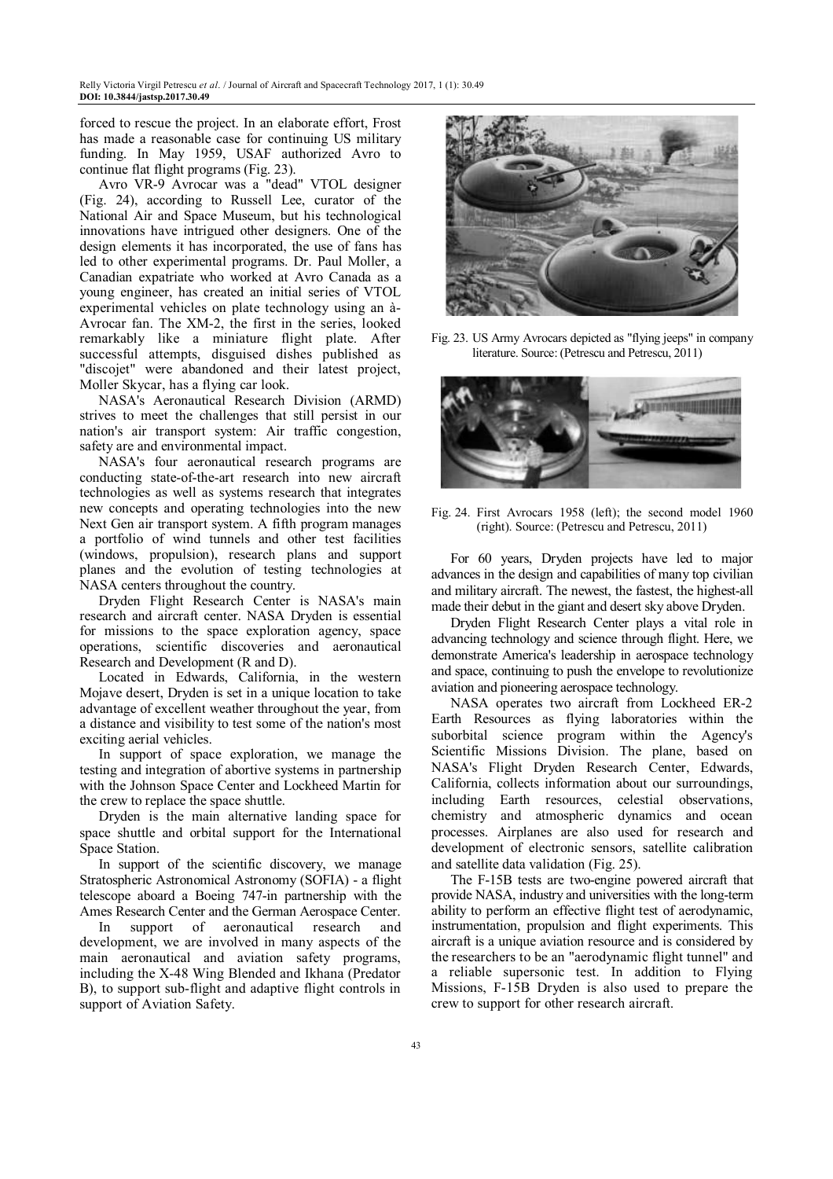forced to rescue the project. In an elaborate effort, Frost has made a reasonable case for continuing US military funding. In May 1959, USAF authorized Avro to continue flat flight programs (Fig. 23).

Avro VR-9 Avrocar was a "dead" VTOL designer (Fig. 24), according to Russell Lee, curator of the National Air and Space Museum, but his technological innovations have intrigued other designers. One of the design elements it has incorporated, the use of fans has led to other experimental programs. Dr. Paul Moller, a Canadian expatriate who worked at Avro Canada as a young engineer, has created an initial series of VTOL experimental vehicles on plate technology using an à-Avrocar fan. The XM-2, the first in the series, looked remarkably like a miniature flight plate. After successful attempts, disguised dishes published as "discojet" were abandoned and their latest project, Moller Skycar, has a flying car look.

NASA's Aeronautical Research Division (ARMD) strives to meet the challenges that still persist in our nation's air transport system: Air traffic congestion, safety are and environmental impact.

NASA's four aeronautical research programs are conducting state-of-the-art research into new aircraft technologies as well as systems research that integrates new concepts and operating technologies into the new Next Gen air transport system. A fifth program manages a portfolio of wind tunnels and other test facilities (windows, propulsion), research plans and support planes and the evolution of testing technologies at NASA centers throughout the country.

Dryden Flight Research Center is NASA's main research and aircraft center. NASA Dryden is essential for missions to the space exploration agency, space operations, scientific discoveries and aeronautical Research and Development (R and D).

Located in Edwards, California, in the western Mojave desert, Dryden is set in a unique location to take advantage of excellent weather throughout the year, from a distance and visibility to test some of the nation's most exciting aerial vehicles.

In support of space exploration, we manage the testing and integration of abortive systems in partnership with the Johnson Space Center and Lockheed Martin for the crew to replace the space shuttle.

Dryden is the main alternative landing space for space shuttle and orbital support for the International Space Station.

In support of the scientific discovery, we manage Stratospheric Astronomical Astronomy (SOFIA) - a flight telescope aboard a Boeing 747-in partnership with the Ames Research Center and the German Aerospace Center.

In support of aeronautical research and development, we are involved in many aspects of the main aeronautical and aviation safety programs, including the X-48 Wing Blended and Ikhana (Predator B), to support sub-flight and adaptive flight controls in support of Aviation Safety.

Fig. 23. US Army Avrocars depicted as "flying jeeps" in company literature. Source: (Petrescu and Petrescu, 2011)

Fig. 24. First Avrocars 1958 (left); the second model 1960 (right). Source: (Petrescu and Petrescu, 2011)

For 60 years, Dryden projects have led to major advances in the design and capabilities of many top civilian and military aircraft. The newest, the fastest, the highest-all made their debut in the giant and desert sky above Dryden.

Dryden Flight Research Center plays a vital role in advancing technology and science through flight. Here, we demonstrate America's leadership in aerospace technology and space, continuing to push the envelope to revolutionize aviation and pioneering aerospace technology.

NASA operates two aircraft from Lockheed ER-2 Earth Resources as flying laboratories within the suborbital science program within the Agency's Scientific Missions Division. The plane, based on NASA's Flight Dryden Research Center, Edwards, California, collects information about our surroundings, including Earth resources, celestial observations, chemistry and atmospheric dynamics and ocean processes. Airplanes are also used for research and development of electronic sensors, satellite calibration and satellite data validation (Fig. 25).

The F-15B tests are two-engine powered aircraft that provide NASA, industry and universities with the long-term ability to perform an effective flight test of aerodynamic, instrumentation, propulsion and flight experiments. This aircraft is a unique aviation resource and is considered by the researchers to be an "aerodynamic flight tunnel" and a reliable supersonic test. In addition to Flying Missions, F-15B Dryden is also used to prepare the crew to support for other research aircraft.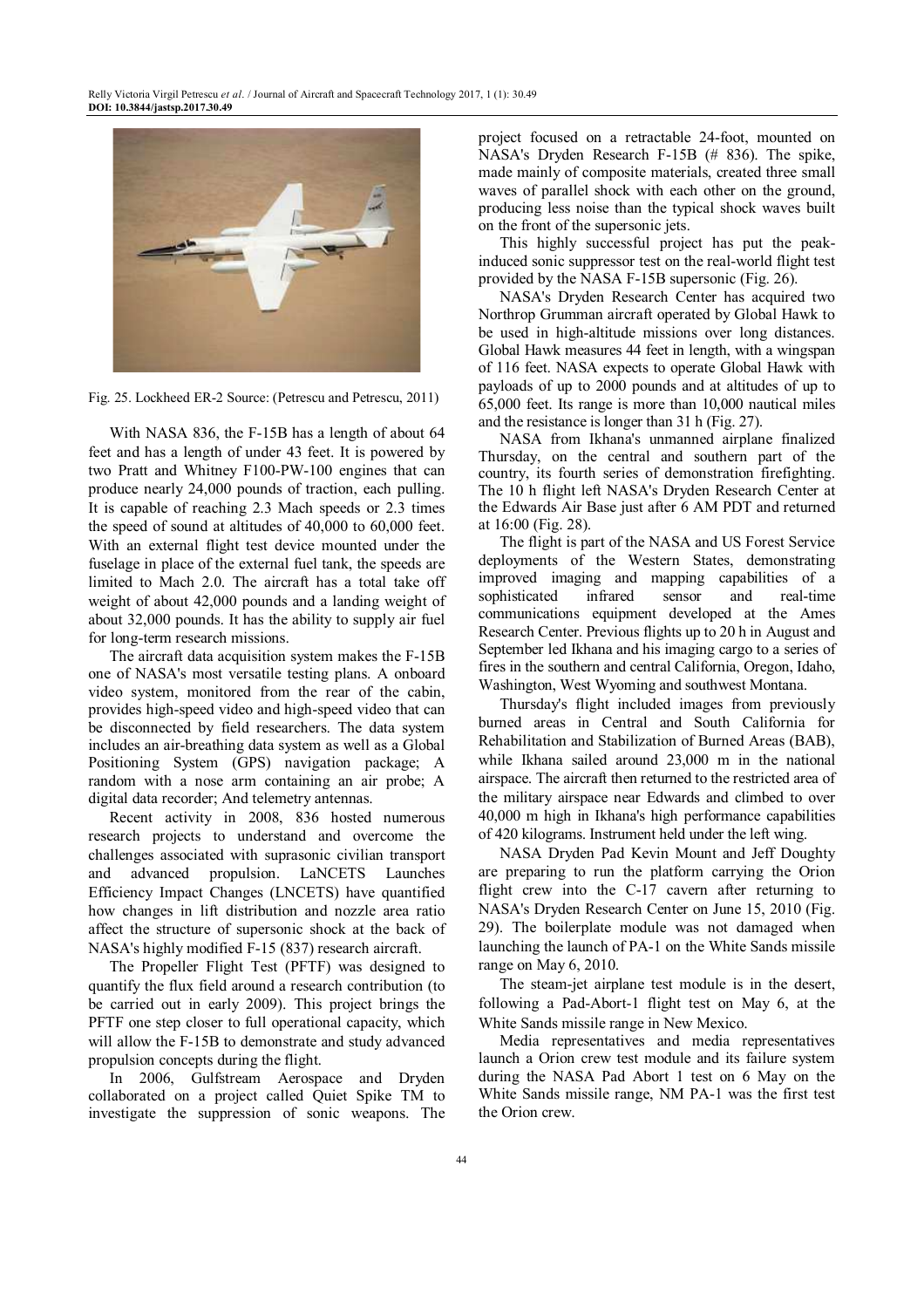Fig. 25. Lockheed ER-2 Source: (Petrescu and Petrescu, 2011)

With NASA 836, the F-15B has a length of about 64 feet and has a length of under 43 feet. It is powered by two Pratt and Whitney F100-PW-100 engines that can produce nearly 24,000 pounds of traction, each pulling. It is capable of reaching 2.3 Mach speeds or 2.3 times the speed of sound at altitudes of 40,000 to 60,000 feet. With an external flight test device mounted under the fuselage in place of the external fuel tank, the speeds are limited to Mach 2.0. The aircraft has a total take off weight of about 42,000 pounds and a landing weight of about 32,000 pounds. It has the ability to supply air fuel for long-term research missions.

The aircraft data acquisition system makes the F-15B one of NASA's most versatile testing plans. A onboard video system, monitored from the rear of the cabin, provides high-speed video and high-speed video that can be disconnected by field researchers. The data system includes an air-breathing data system as well as a Global Positioning System (GPS) navigation package; A random with a nose arm containing an air probe; A digital data recorder; And telemetry antennas.

Recent activity in 2008, 836 hosted numerous research projects to understand and overcome the challenges associated with suprasonic civilian transport and advanced propulsion. LaNCETS Launches Efficiency Impact Changes (LNCETS) have quantified how changes in lift distribution and nozzle area ratio affect the structure of supersonic shock at the back of NASA's highly modified F-15 (837) research aircraft.

The Propeller Flight Test (PFTF) was designed to quantify the flux field around a research contribution (to be carried out in early 2009). This project brings the PFTF one step closer to full operational capacity, which will allow the F-15B to demonstrate and study advanced propulsion concepts during the flight.

In 2006, Gulfstream Aerospace and Dryden collaborated on a project called Quiet Spike TM to investigate the suppression of sonic weapons. The project focused on a retractable 24-foot, mounted on NASA's Dryden Research F-15B (# 836). The spike, made mainly of composite materials, created three small waves of parallel shock with each other on the ground, producing less noise than the typical shock waves built on the front of the supersonic jets.

This highly successful project has put the peak-induced sonic suppressor test on the real-world flight test provided by the NASA F-15B supersonic (Fig. 26).

NASA's Dryden Research Center has acquired two Northrop Grumman aircraft operated by Global Hawk to be used in high-altitude missions over long distances. Global Hawk measures 44 feet in length, with a wingspan of 116 feet. NASA expects to operate Global Hawk with payloads of up to 2000 pounds and at altitudes of up to 65,000 feet. Its range is more than 10,000 nautical miles and the resistance is longer than 31 h (Fig. 27).

NASA from Ikhana's unmanned airplane finalized Thursday, on the central and southern part of the country, its fourth series of demonstration firefighting. The 10 h flight left NASA's Dryden Research Center at the Edwards Air Base just after 6 AM PDT and returned at 16:00 (Fig. 28).

The flight is part of the NASA and US Forest Service deployments of the Western States, demonstrating improved imaging and mapping capabilities of a sophisticated infrared sensor and real-time communications equipment developed at the Ames Research Center. Previous flights up to 20 h in August and September led Ikhana and his imaging cargo to a series of fires in the southern and central California, Oregon, Idaho, Washington, West Wyoming and southwest Montana.

Thursday's flight included images from previously burned areas in Central and South California for Rehabilitation and Stabilization of Burned Areas (BAB), while Ikhana sailed around 23,000 m in the national airspace. The aircraft then returned to the restricted area of the military airspace near Edwards and climbed to over 40,000 m high in Ikhana's high performance capabilities of 420 kilograms. Instrument held under the left wing.

NASA Dryden Pad Kevin Mount and Jeff Doughty are preparing to run the platform carrying the Orion flight crew into the C-17 cavern after returning to NASA's Dryden Research Center on June 15, 2010 (Fig. 29). The boilerplate module was not damaged when launching the launch of PA-1 on the White Sands missile range on May 6, 2010.

The steam-jet airplane test module is in the desert, following a Pad-Abort-1 flight test on May 6, at the White Sands missile range in New Mexico.

Media representatives and media representatives launch a Orion crew test module and its failure system during the NASA Pad Abort 1 test on 6 May on the White Sands missile range, NM PA-1 was the first test the Orion crew.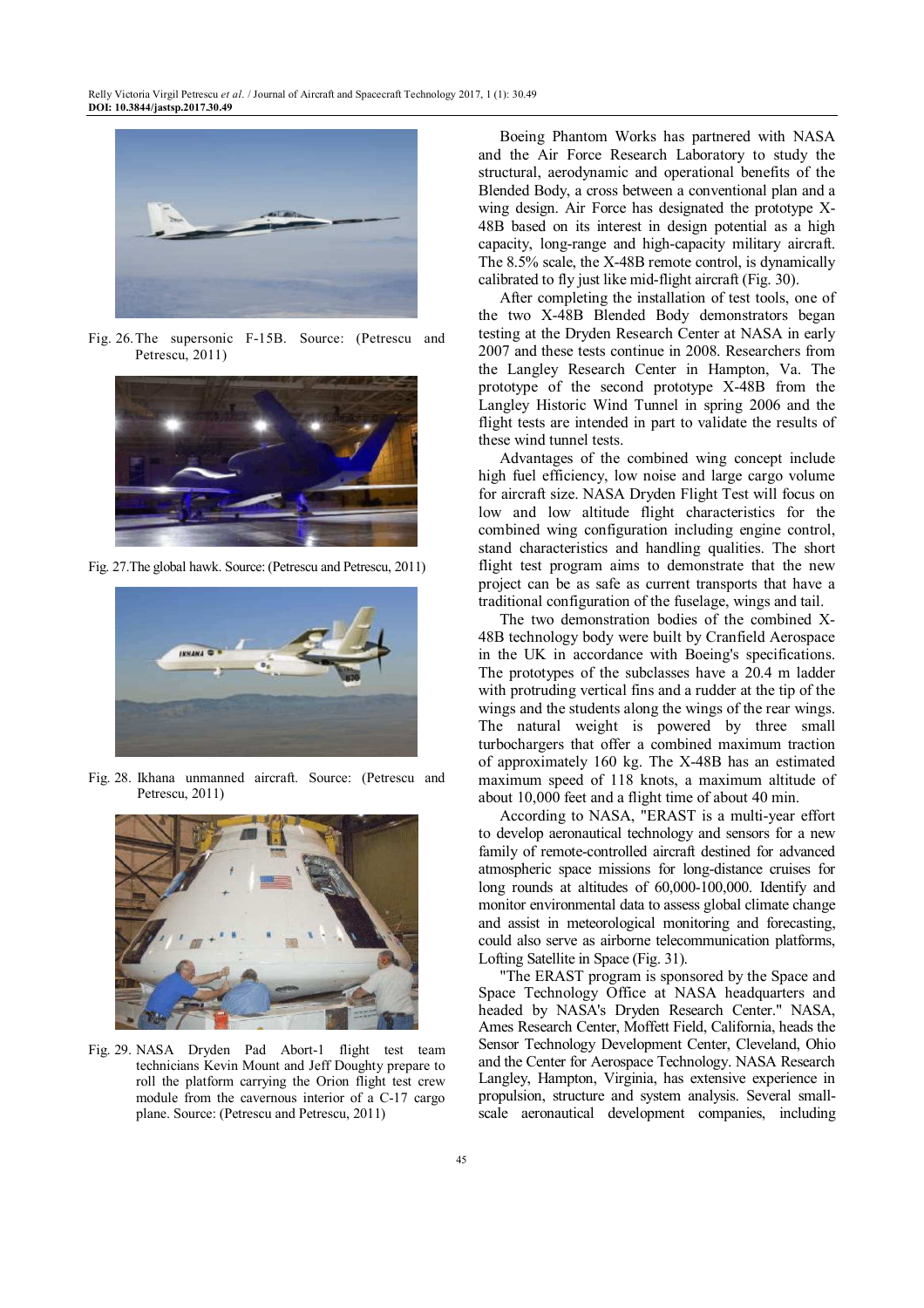Fig. 26. The supersonic F-15B. Source: (Petrescu and Petrescu, 2011)

Fig. 27. The global hawk. Source: (Petrescu and Petrescu, 2011)

Fig. 28. Ikhana unmanned aircraft. Source: (Petrescu and Petrescu, 2011)

Fig. 29. NASA Dryden Pad Abort-1 flight test team technicians Kevin Mount and Jeff Doughty prepare to roll the platform carrying the Orion flight test crew module from the cavernous interior of a C-17 cargo plane. Source: (Petrescu and Petrescu, 2011)

Boeing Phantom Works has partnered with NASA and the Air Force Research Laboratory to study the structural, aerodynamic and operational benefits of the Blended Body, a cross between a conventional plan and a wing design. Air Force has designated the prototype X-48B based on its interest in design potential as a high capacity, long-range and high-capacity military aircraft. The 8.5% scale, the X-48B remote control, is dynamically calibrated to fly just like mid-flight aircraft (Fig. 30).

After completing the installation of test tools, one of the two X-48B Blended Body demonstrators began testing at the Dryden Research Center at NASA in early 2007 and these tests continue in 2008. Researchers from the Langley Research Center in Hampton, Va. The prototype of the second prototype X-48B from the Langley Historic Wind Tunnel in spring 2006 and the flight tests are intended in part to validate the results of these wind tunnel tests.

Advantages of the combined wing concept include high fuel efficiency, low noise and large cargo volume for aircraft size. NASA Dryden Flight Test will focus on low and low altitude flight characteristics for the combined wing configuration including engine control, stand characteristics and handling qualities. The short flight test program aims to demonstrate that the new project can be as safe as current transports that have a traditional configuration of the fuselage, wings and tail.

The two demonstration bodies of the combined X-48B technology body were built by Cranfield Aerospace in the UK in accordance with Boeing's specifications. The prototypes of the subclasses have a 20.4 m ladder with protruding vertical fins and a rudder at the tip of the wings and the students along the wings of the rear wings. The natural weight is powered by three small turbochargers that offer a combined maximum traction of approximately 160 kg. The X-48B has an estimated maximum speed of 118 knots, a maximum altitude of about 10,000 feet and a flight time of about 40 min.

According to NASA, "ERAST is a multi-year effort to develop aeronautical technology and sensors for a new family of remote-controlled aircraft destined for advanced atmospheric space missions for long-distance cruises for long rounds at altitudes of 60,000-100,000. Identify and monitor environmental data to assess global climate change and assist in meteorological monitoring and forecasting, could also serve as airborne telecommunication platforms, Lofting Satellite in Space (Fig. 31).

"The ERAST program is sponsored by the Space and Space Technology Office at NASA headquarters and headed by NASA's Dryden Research Center." NASA, Ames Research Center, Moffett Field, California, heads the Sensor Technology Development Center, Cleveland, Ohio and the Center for Aerospace Technology. NASA Research Langley, Hampton, Virginia, has extensive experience in propulsion, structure and system analysis. Several small-scale aeronautical development companies, including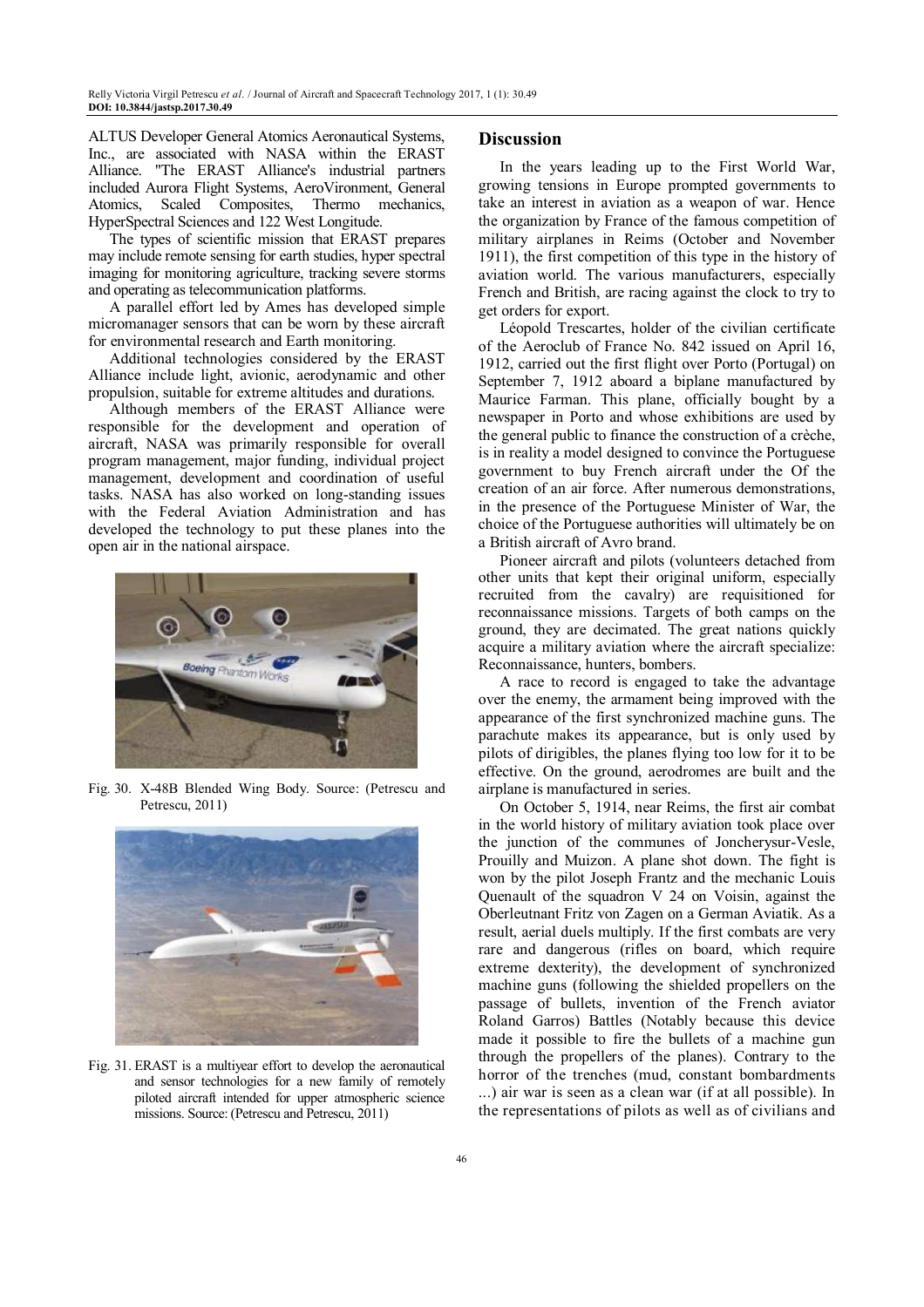ALTUS Developer General Atomics Aeronautical Systems, Inc., are associated with NASA within the ERAST Alliance. "The ERAST Alliance's industrial partners included Aurora Flight Systems, AeroVironment, General Atomics, Scaled Composites, Thermo mechanics, HyperSpectral Sciences and 122 West Longitude.

The types of scientific mission that ERAST prepares may include remote sensing for earth studies, hyper spectral imaging for monitoring agriculture, tracking severe storms and operating as telecommunication platforms.

A parallel effort led by Ames has developed simple micromanager sensors that can be worn by these aircraft for environmental research and Earth monitoring.

Additional technologies considered by the ERAST Alliance include light, avionic, aerodynamic and other propulsion, suitable for extreme altitudes and durations.

Although members of the ERAST Alliance were responsible for the development and operation of aircraft, NASA was primarily responsible for overall program management, major funding, individual project management, development and coordination of useful tasks. NASA has also worked on long-standing issues with the Federal Aviation Administration and has developed the technology to put these planes into the open air in the national airspace.

Fig. 30. X-48B Blended Wing Body. Source: (Petrescu and Petrescu, 2011)

Fig. 31. ERAST is a multiyear effort to develop the aeronautical and sensor technologies for a new family of remotely piloted aircraft intended for upper atmospheric science missions. Source: (Petrescu and Petrescu, 2011)

## Discussion

In the years leading up to the First World War, growing tensions in Europe prompted governments to take an interest in aviation as a weapon of war. Hence the organization by France of the famous competition of military airplanes in Reims (October and November 1911), the first competition of this type in the history of aviation world. The various manufacturers, especially French and British, are racing against the clock to try to get orders for export.

Léopold Trescartes, holder of the civilian certificate of the Aeroclub of France No. 842 issued on April 16, 1912, carried out the first flight over Porto (Portugal) on September 7, 1912 aboard a biplane manufactured by Maurice Farman. This plane, officially bought by a newspaper in Porto and whose exhibitions are used by the general public to finance the construction of a crèche, is in reality a model designed to convince the Portuguese government to buy French aircraft under the Of the creation of an air force. After numerous demonstrations, in the presence of the Portuguese Minister of War, the choice of the Portuguese authorities will ultimately be on a British aircraft of Avro brand.

Pioneer aircraft and pilots (volunteers detached from other units that kept their original uniform, especially recruited from the cavalry) are requisitioned for reconnaissance missions. Targets of both camps on the ground, they are decimated. The great nations quickly acquire a military aviation where the aircraft specialize: Reconnaissance, hunters, bombers.

A race to record is engaged to take the advantage over the enemy, the armament being improved with the appearance of the first synchronized machine guns. The parachute makes its appearance, but is only used by pilots of dirigibles, the planes flying too low for it to be effective. On the ground, aerodromes are built and the airplane is manufactured in series.

On October 5, 1914, near Reims, the first air combat in the world history of military aviation took place over the junction of the communes of Joncherysur-Vesle, Prouilly and Muizon. A plane shot down. The fight is won by the pilot Joseph Frantz and the mechanic Louis Quenault of the squadron V 24 on Voisin, against the Oberleutnant Fritz von Zagen on a German Aviatik. As a result, aerial duels multiply. If the first combats are very rare and dangerous (rifles on board, which require extreme dexterity), the development of synchronized machine guns (following the shielded propellers on the passage of bullets, invention of the French aviator Roland Garros) Battles (Notably because this device made it possible to fire the bullets of a machine gun through the propellers of the planes). Contrary to the horror of the trenches (mud, constant bombardments ...) air war is seen as a clean war (if at all possible). In the representations of pilots as well as of civilians and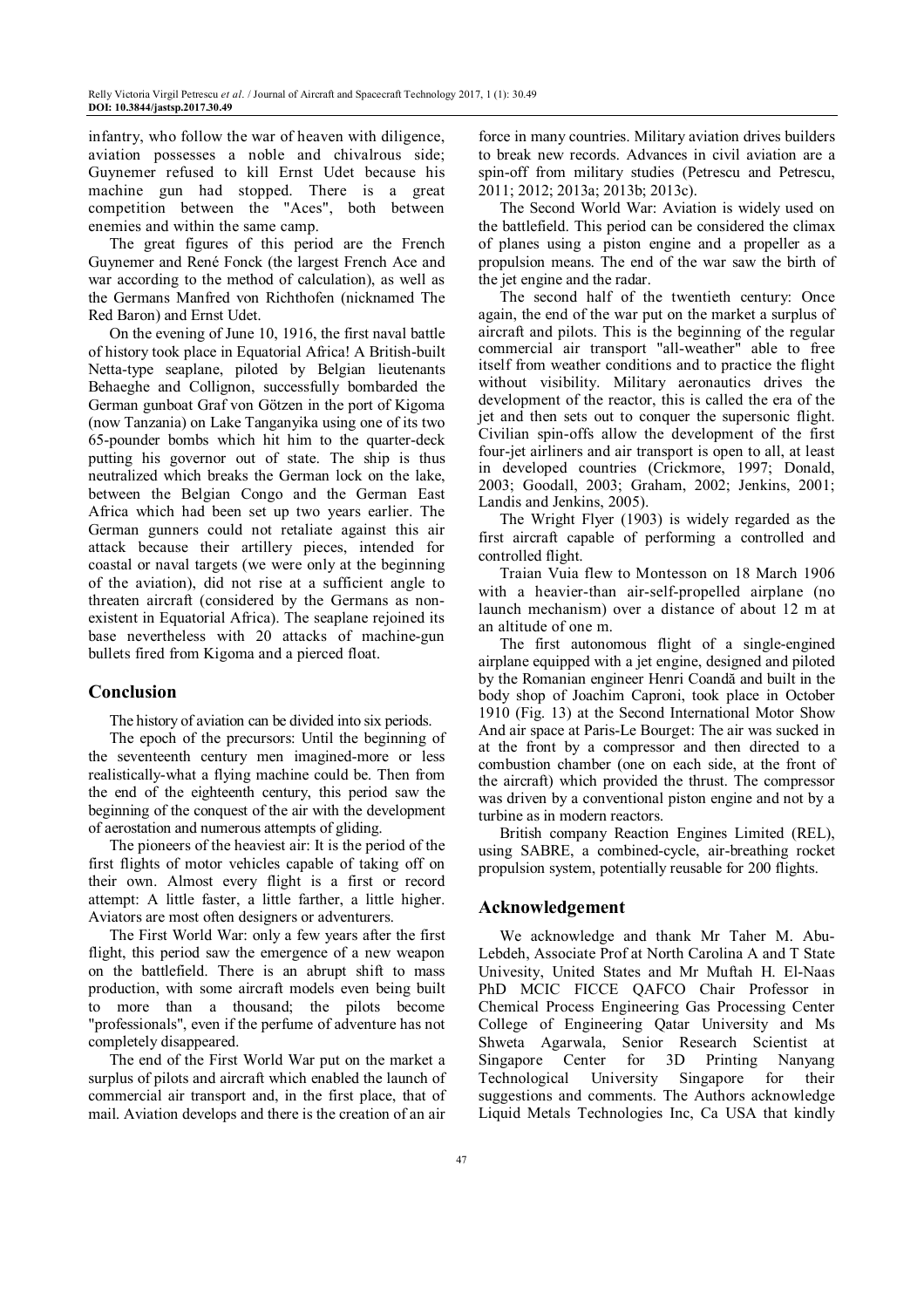infantry, who follow the war of heaven with diligence, aviation possesses a noble and chivalrous side; Guynemer refused to kill Ernst Udet because his machine gun had stopped. There is a great competition between the "Aces", both between enemies and within the same camp.

The great figures of this period are the French Guynemer and René Fonck (the largest French Ace and war according to the method of calculation), as well as the Germans Manfred von Richthofen (nicknamed The Red Baron) and Ernst Udet.

On the evening of June 10, 1916, the first naval battle of history took place in Equatorial Africa! A British-built Netta-type seaplane, piloted by Belgian lieutenants Behaeghe and Collignon, successfully bombarded the German gunboat Graf von Götzen in the port of Kigoma (now Tanzania) on Lake Tanganyika using one of its two 65-pounder bombs which hit him to the quarter-deck putting his governor out of state. The ship is thus neutralized which breaks the German lock on the lake, between the Belgian Congo and the German East Africa which had been set up two years earlier. The German gunners could not retaliate against this air attack because their artillery pieces, intended for coastal or naval targets (we were only at the beginning of the aviation), did not rise at a sufficient angle to threaten aircraft (considered by the Germans as non-existent in Equatorial Africa). The seaplane rejoined its base nevertheless with 20 attacks of machine-gun bullets fired from Kigoma and a pierced float.

## Conclusion

The history of aviation can be divided into six periods.

The epoch of the precursors: Until the beginning of the seventeenth century men imagined-more or less realistically-what a flying machine could be. Then from the end of the eighteenth century, this period saw the beginning of the conquest of the air with the development of aerostation and numerous attempts of gliding.

The pioneers of the heaviest air: It is the period of the first flights of motor vehicles capable of taking off on their own. Almost every flight is a first or record attempt: A little faster, a little farther, a little higher. Aviators are most often designers or adventurers.

The First World War: only a few years after the first flight, this period saw the emergence of a new weapon on the battlefield. There is an abrupt shift to mass production, with some aircraft models even being built to more than a thousand; the pilots become "professionals", even if the perfume of adventure has not completely disappeared.

The end of the First World War put on the market a surplus of pilots and aircraft which enabled the launch of commercial air transport and, in the first place, that of mail. Aviation develops and there is the creation of an air force in many countries. Military aviation drives builders to break new records. Advances in civil aviation are a spin-off from military studies (Petrescu and Petrescu, 2011; 2012; 2013a; 2013b; 2013c).

The Second World War: Aviation is widely used on the battlefield. This period can be considered the climax of planes using a piston engine and a propeller as a propulsion means. The end of the war saw the birth of the jet engine and the radar.

The second half of the twentieth century: Once again, the end of the war put on the market a surplus of aircraft and pilots. This is the beginning of the regular commercial air transport "all-weather" able to free itself from weather conditions and to practice the flight without visibility. Military aeronautics drives the development of the reactor, this is called the era of the jet and then sets out to conquer the supersonic flight. Civilian spin-offs allow the development of the first four-jet airliners and air transport is open to all, at least in developed countries (Crickmore, 1997; Donald, 2003; Goodall, 2003; Graham, 2002; Jenkins, 2001; Landis and Jenkins, 2005).

The Wright Flyer (1903) is widely regarded as the first aircraft capable of performing a controlled and controlled flight.

Traian Vuia flew to Montesson on 18 March 1906 with a heavier-than air-self-propelled airplane (no launch mechanism) over a distance of about 12 m at an altitude of one m.

The first autonomous flight of a single-engined airplane equipped with a jet engine, designed and piloted by the Romanian engineer Henri Coandă and built in the body shop of Joachim Caproni, took place in October 1910 (Fig. 13) at the Second International Motor Show And air space at Paris-Le Bourget: The air was sucked in at the front by a compressor and then directed to a combustion chamber (one on each side, at the front of the aircraft) which provided the thrust. The compressor was driven by a conventional piston engine and not by a turbine as in modern reactors.

British company Reaction Engines Limited (REL), using SABRE, a combined-cycle, air-breathing rocket propulsion system, potentially reusable for 200 flights.

## Acknowledgement

We acknowledge and thank Mr Taher M. Abu-Lebdeh, Associate Prof at North Carolina A and T State Univesity, United States and Mr Muftah H. El-Naas PhD MCIC FICCE QAFCO Chair Professor in Chemical Process Engineering Gas Processing Center College of Engineering Qatar University and Ms Shweta Agarwala, Senior Research Scientist at Singapore Center for 3D Printing Nanyang Technological University Singapore for their suggestions and comments. The Authors acknowledge Liquid Metals Technologies Inc, Ca USA that kindly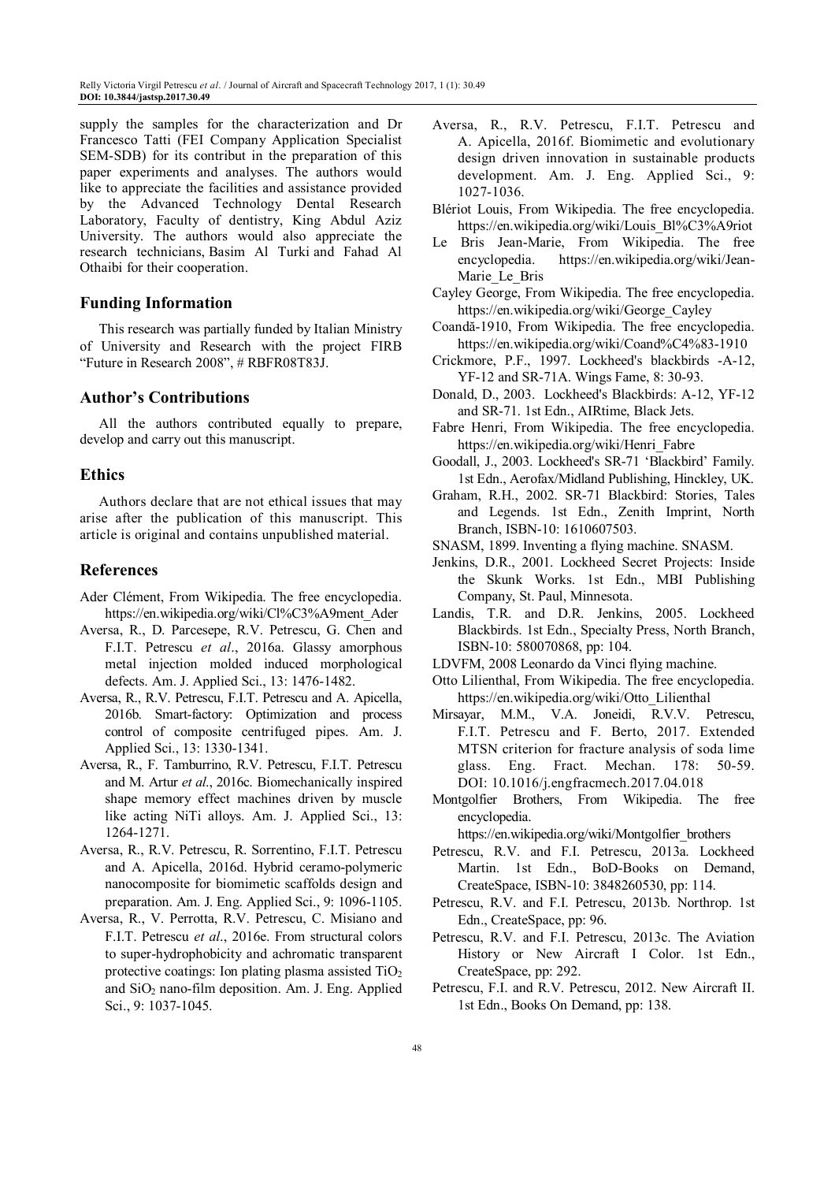supply the samples for the characterization and Dr Francesco Tatti (FEI Company Application Specialist SEM-SDB) for its contribut in the preparation of this paper experiments and analyses. The authors would like to appreciate the facilities and assistance provided by the Advanced Technology Dental Research Laboratory, Faculty of dentistry, King Abdul Aziz University. The authors would also appreciate the research technicians, Basim Al Turki and Fahad Al Othaibi for their cooperation.

## Funding Information

This research was partially funded by Italian Ministry of University and Research with the project FIRB "Future in Research 2008", # RBFR08T83J.

## Author's Contributions

All the authors contributed equally to prepare, develop and carry out this manuscript.

## Ethics

Authors declare that are not ethical issues that may arise after the publication of this manuscript. This article is original and contains unpublished material.

## References

Ader Clément, From Wikipedia. The free encyclopedia. https://en.wikipedia.org/wiki/Cl%C3%A9ment_Ader

Aversa, R., D. Parcesepe, R.V. Petrescu, G. Chen and F.I.T. Petrescu *et al*., 2016a. Glassy amorphous metal injection molded induced morphological defects. Am. J. Applied Sci., 13: 1476-1482.

Aversa, R., R.V. Petrescu, F.I.T. Petrescu and A. Apicella, 2016b. Smart-factory: Optimization and process control of composite centrifuged pipes. Am. J. Applied Sci., 13: 1330-1341.

Aversa, R., F. Tamburrino, R.V. Petrescu, F.I.T. Petrescu and M. Artur *et al*., 2016c. Biomechanically inspired shape memory effect machines driven by muscle like acting NiTi alloys. Am. J. Applied Sci., 13: 1264-1271.

Aversa, R., R.V. Petrescu, R. Sorrentino, F.I.T. Petrescu and A. Apicella, 2016d. Hybrid ceramo-polymeric nanocomposite for biomimetic scaffolds design and preparation. Am. J. Eng. Applied Sci., 9: 1096-1105.

Aversa, R., V. Perrotta, R.V. Petrescu, C. Misiano and F.I.T. Petrescu *et al*., 2016e. From structural colors to super-hydrophobicity and achromatic transparent protective coatings: Ion plating plasma assisted $TiO_2$ and $SiO_2$ nano-film deposition. Am. J. Eng. Applied Sci., 9: 1037-1045.

Aversa, R., R.V. Petrescu, F.I.T. Petrescu and A. Apicella, 2016f. Biomimetic and evolutionary design driven innovation in sustainable products development. Am. J. Eng. Applied Sci., 9: 1027-1036.

Blériot Louis, From Wikipedia. The free encyclopedia. https://en.wikipedia.org/wiki/Louis_Bl%C3%A9riot

Le Bris Jean-Marie, From Wikipedia. The free encyclopedia. https://en.wikipedia.org/wiki/Jean-Marie_Le_Bris

Cayley George, From Wikipedia. The free encyclopedia. https://en.wikipedia.org/wiki/George_Cayley

Coandă-1910, From Wikipedia. The free encyclopedia. https://en.wikipedia.org/wiki/Coand%C4%83-1910

Crickmore, P.F., 1997. Lockheed's blackbirds -A-12, YF-12 and SR-71A. Wings Fame, 8: 30-93.

Donald, D., 2003. Lockheed's Blackbirds: A-12, YF-12 and SR-71. 1st Edn., AIRtime, Black Jets.

Fabre Henri, From Wikipedia. The free encyclopedia. https://en.wikipedia.org/wiki/Henri_Fabre

Goodall, J., 2003. Lockheed's SR-71 'Blackbird' Family. 1st Edn., Aerofax/Midland Publishing, Hinckley, UK.

Graham, R.H., 2002. SR-71 Blackbird: Stories, Tales and Legends. 1st Edn., Zenith Imprint, North Branch, ISBN-10: 1610607503.

SNASM, 1899. Inventing a flying machine. SNASM.

Jenkins, D.R., 2001. Lockheed Secret Projects: Inside the Skunk Works. 1st Edn., MBI Publishing Company, St. Paul, Minnesota.

Landis, T.R. and D.R. Jenkins, 2005. Lockheed Blackbirds. 1st Edn., Specialty Press, North Branch, ISBN-10: 580070868, pp: 104.

LDVFM, 2008 Leonardo da Vinci flying machine.

Otto Lilienthal, From Wikipedia. The free encyclopedia. https://en.wikipedia.org/wiki/Otto_Lilienthal

Mirsayar, M.M., V.A. Joneidi, R.V.V. Petrescu, F.I.T. Petrescu and F. Berto, 2017. Extended MTSN criterion for fracture analysis of soda lime glass. Eng. Fract. Mechan. 178: 50-59. DOI: 10.1016/j.engfracmech.2017.04.018

Montgolfier Brothers, From Wikipedia. The free encyclopedia. https://en.wikipedia.org/wiki/Montgolfier_brothers

Petrescu, R.V. and F.I. Petrescu, 2013a. Lockheed Martin. 1st Edn., BoD-Books on Demand, CreateSpace, ISBN-10: 3848260530, pp: 114.

Petrescu, R.V. and F.I. Petrescu, 2013b. Northrop. 1st Edn., CreateSpace, pp: 96.

Petrescu, R.V. and F.I. Petrescu, 2013c. The Aviation History or New Aircraft I Color. 1st Edn., CreateSpace, pp: 292.

Petrescu, F.I. and R.V. Petrescu, 2012. New Aircraft II. 1st Edn., Books On Demand, pp: 138.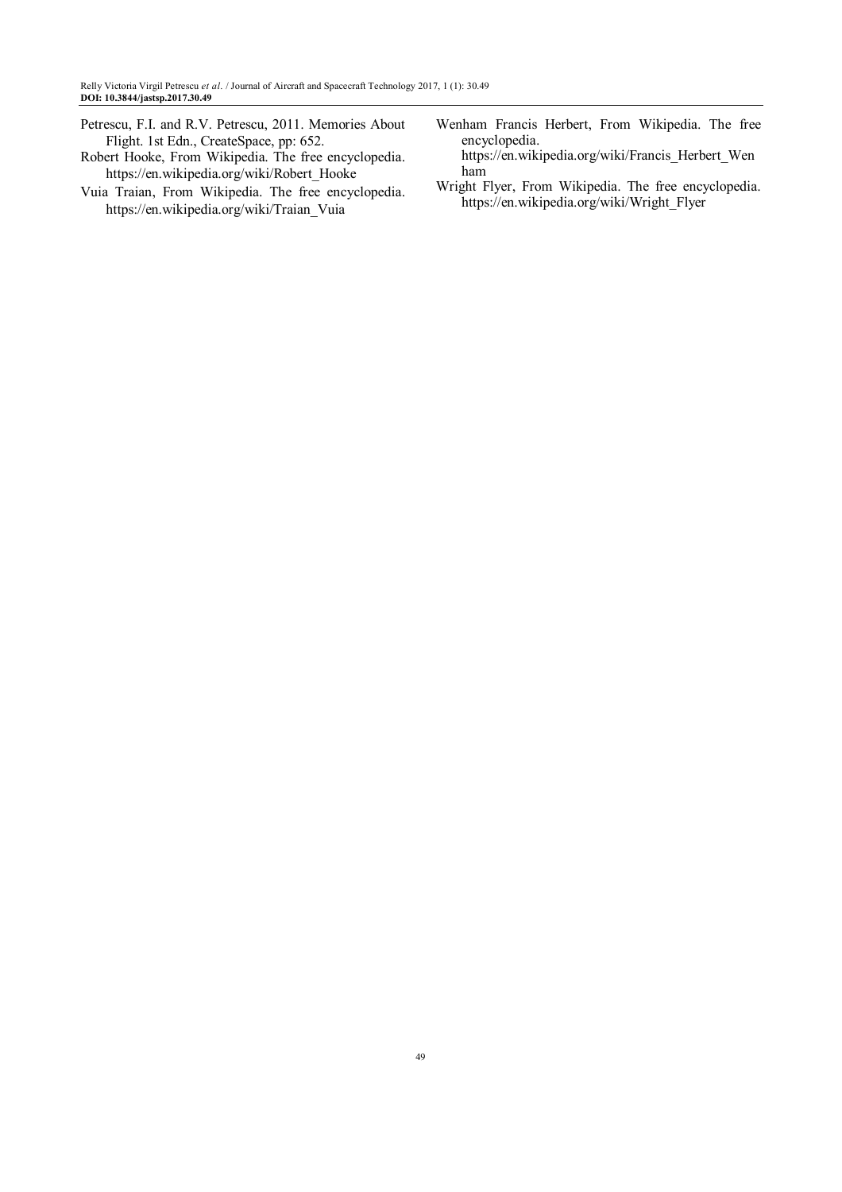Petrescu, F.I. and R.V. Petrescu, 2011. Memories About Flight. 1st Edn., CreateSpace, pp: 652.

Robert Hooke, From Wikipedia. The free encyclopedia. https://en.wikipedia.org/wiki/Robert_Hooke

Vuia Traian, From Wikipedia. The free encyclopedia. https://en.wikipedia.org/wiki/Traian_Vuia

Wenham Francis Herbert, From Wikipedia. The free encyclopedia. https://en.wikipedia.org/wiki/Francis_Herbert_Wenham

Wright Flyer, From Wikipedia. The free encyclopedia. https://en.wikipedia.org/wiki/Wright_Flyer